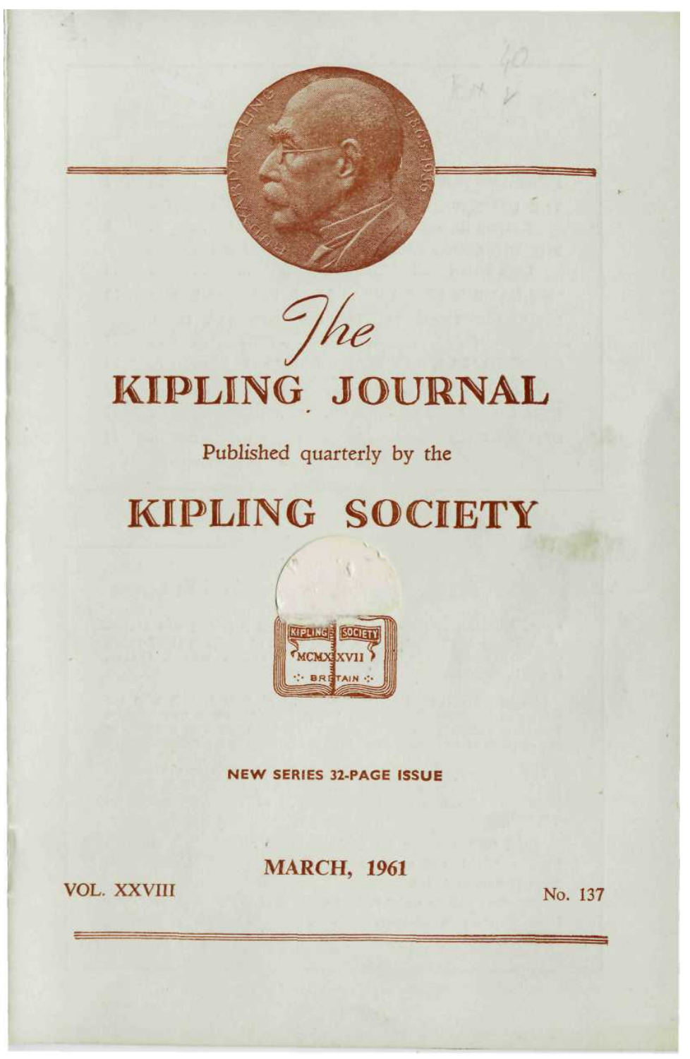# *The* KIPLING JOURNAL

Published quarterly by the

# KIPLING SOCIETY

NEW SERIES 32-PAGE ISSUE

MARCH, 1961

VOL. XXVIII

No. 137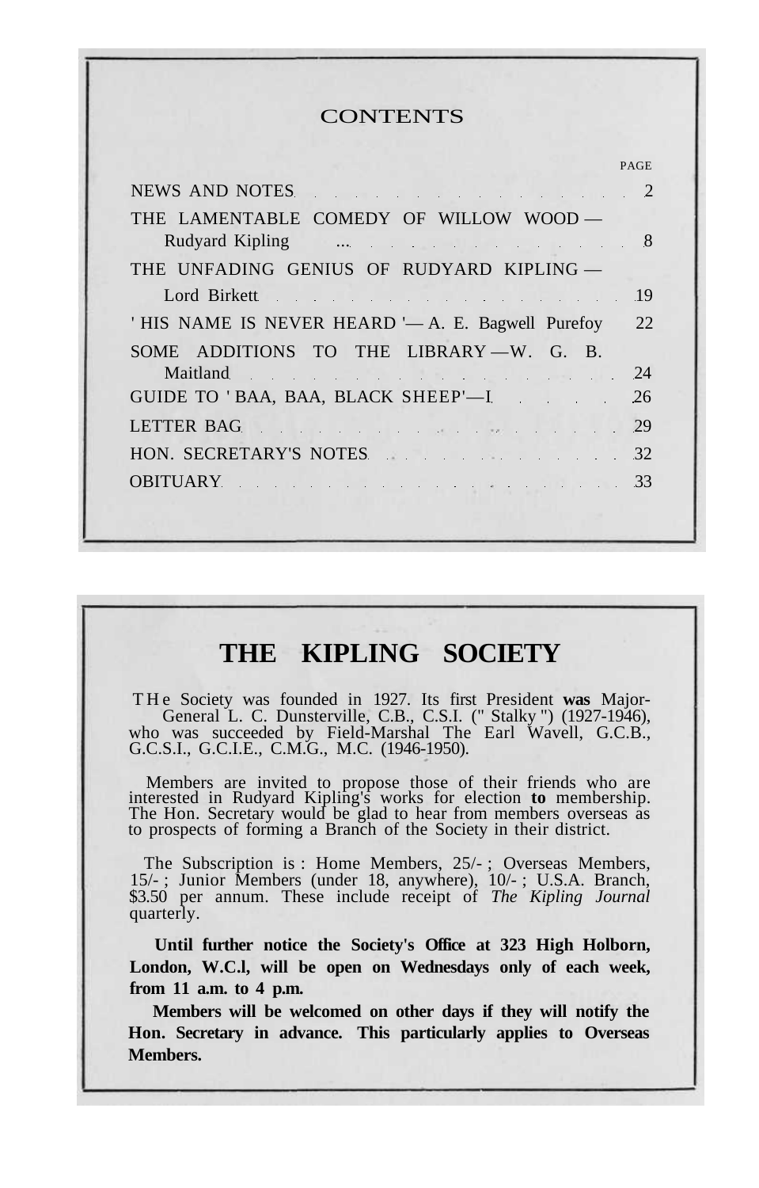## CONTENTS

| | PAGE |
|---|---|
| NEWS AND NOTES | 2 |
| THE LAMENTABLE COMEDY OF WILLOW WOOD — Rudyard Kipling | 8 |
| THE UNFADING GENIUS OF RUDYARD KIPLING — Lord Birkett | 19 |
| ' HIS NAME IS NEVER HEARD '— A. E. Bagwell Purefoy | 22 |
| SOME ADDITIONS TO THE LIBRARY —W. G. B. Maitland | 24 |
| GUIDE TO ' BAA, BAA, BLACK SHEEP'—I | 26 |
| LETTER BAG | 29 |
| HON. SECRETARY'S NOTES | 32 |
| OBITUARY | 33 |

# THE KIPLING SOCIETY

THE Society was founded in 1927. Its first President was Major-General L. C. Dunsterville, C.B., C.S.I. (" Stalky ") (1927-1946), who was succeeded by Field-Marshal The Earl Wavell, G.C.B., G.C.S.I., G.C.I.E., C.M.G., M.C. (1946-1950).

Members are invited to propose those of their friends who are interested in Rudyard Kipling's works for election to membership. The Hon. Secretary would be glad to hear from members overseas as to prospects of forming a Branch of the Society in their district.

The Subscription is : Home Members, 25/- ; Overseas Members, 15/- ; Junior Members (under 18, anywhere), 10/- ; U.S.A. Branch, $3.50 per annum. These include receipt of *The Kipling Journal* quarterly.

**Until further notice the Society's Office at 323 High Holborn, London, W.C.l, will be open on Wednesdays only of each week, from 11 a.m. to 4 p.m.**

**Members will be welcomed on other days if they will notify the Hon. Secretary in advance. This particularly applies to Overseas Members.**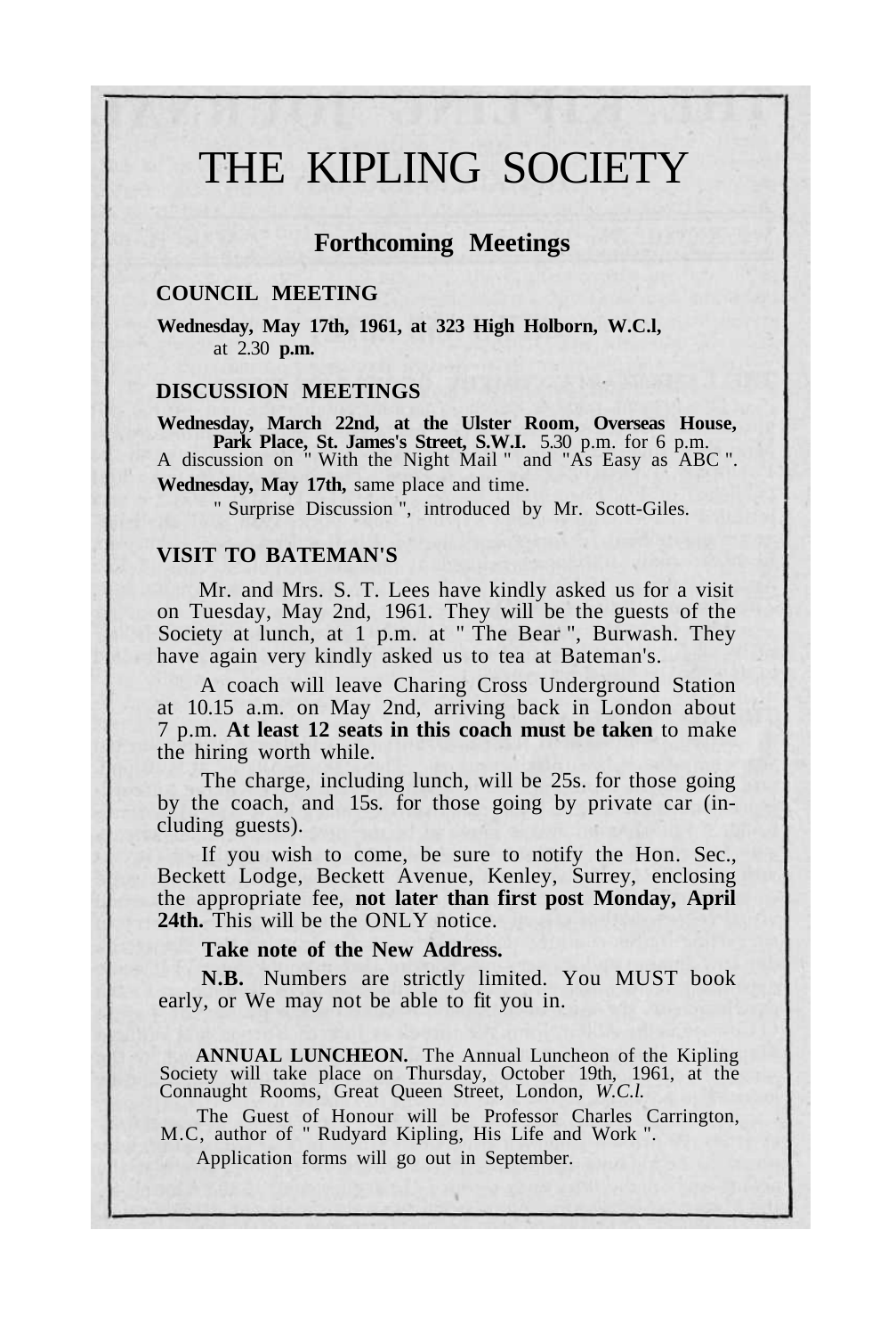# THE KIPLING SOCIETY

## Forthcoming Meetings

### COUNCIL MEETING

**Wednesday, May 17th, 1961, at 323 High Holborn, W.C.l,** at 2.30 **p.m.**

### DISCUSSION MEETINGS

**Wednesday, March 22nd, at the Ulster Room, Overseas House, Park Place, St. James's Street, S.W.I.** 5.30 p.m. for 6 p.m.
A discussion on " With the Night Mail " and "As Easy as ABC ".

**Wednesday, May 17th,** same place and time.

" Surprise Discussion ", introduced by Mr. Scott-Giles.

### VISIT TO BATEMAN'S

Mr. and Mrs. S. T. Lees have kindly asked us for a visit on Tuesday, May 2nd, 1961. They will be the guests of the Society at lunch, at 1 p.m. at " The Bear ", Burwash. They have again very kindly asked us to tea at Bateman's.

A coach will leave Charing Cross Underground Station at 10.15 a.m. on May 2nd, arriving back in London about 7 p.m. **At least 12 seats in this coach must be taken** to make the hiring worth while.

The charge, including lunch, will be 25s. for those going by the coach, and 15s. for those going by private car (including guests).

If you wish to come, be sure to notify the Hon. Sec., Beckett Lodge, Beckett Avenue, Kenley, Surrey, enclosing the appropriate fee, **not later than first post Monday, April 24th.** This will be the ONLY notice.

**Take note of the New Address.**

**N.B.** Numbers are strictly limited. You MUST book early, or We may not be able to fit you in.

**ANNUAL LUNCHEON.** The Annual Luncheon of the Kipling Society will take place on Thursday, October 19th, 1961, at the Connaught Rooms, Great Queen Street, London, *W.C.l.*

The Guest of Honour will be Professor Charles Carrington, M.C, author of " Rudyard Kipling, His Life and Work ".

Application forms will go out in September.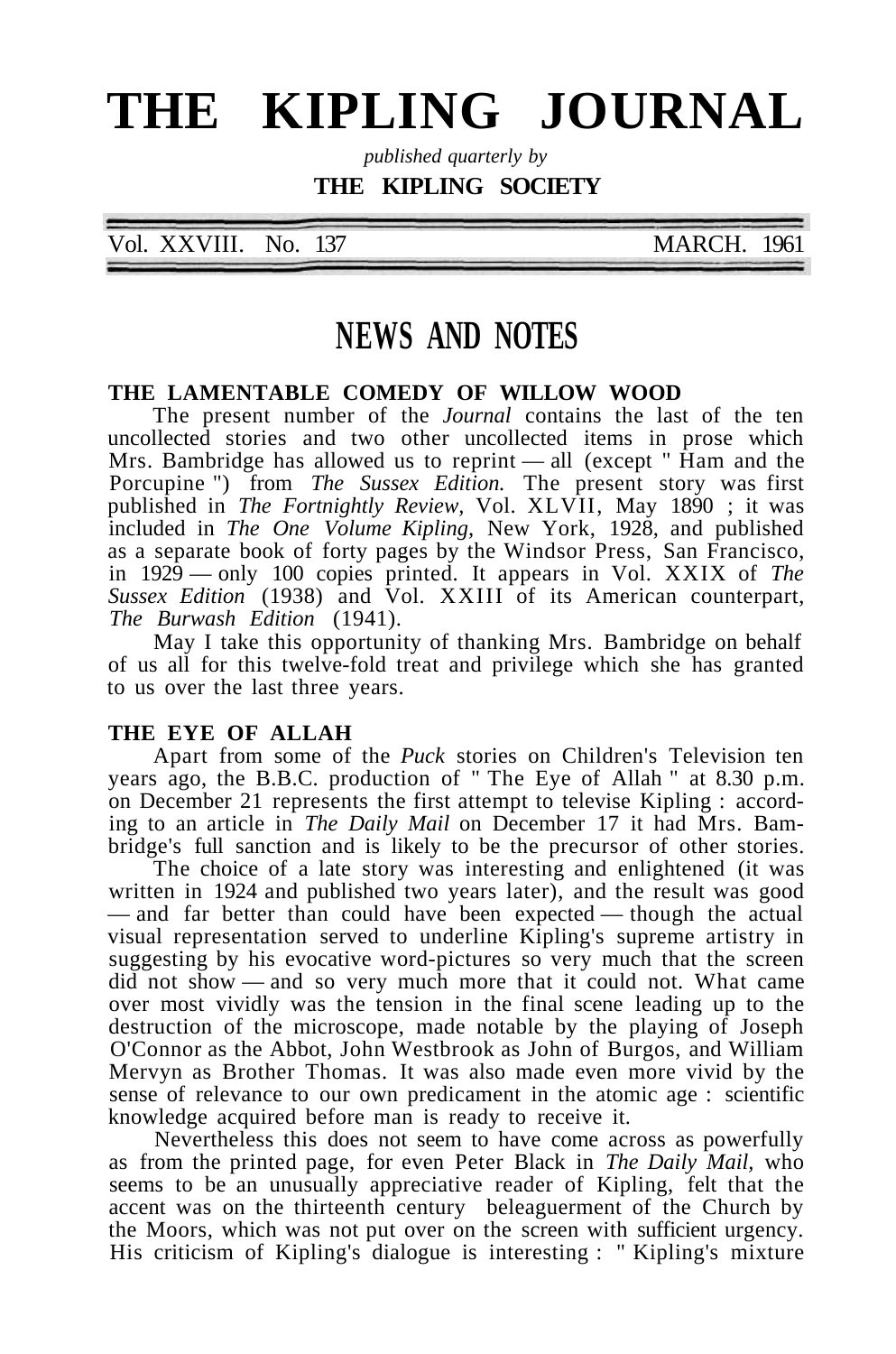# THE KIPLING JOURNAL

*published quarterly by*

**THE KIPLING SOCIETY**

Vol. XXVIII. No. 137 MARCH. 1961

## NEWS AND NOTES

### THE LAMENTABLE COMEDY OF WILLOW WOOD

The present number of the *Journal* contains the last of the ten uncollected stories and two other uncollected items in prose which Mrs. Bambridge has allowed us to reprint — all (except " Ham and the Porcupine ") from *The Sussex Edition.* The present story was first published in *The Fortnightly Review,* Vol. XLVII, May 1890 ; it was included in *The One Volume Kipling,* New York, 1928, and published as a separate book of forty pages by the Windsor Press, San Francisco, in 1929 — only 100 copies printed. It appears in Vol. XXIX of *The Sussex Edition* (1938) and Vol. XXIII of its American counterpart, *The Burwash Edition* (1941).

May I take this opportunity of thanking Mrs. Bambridge on behalf of us all for this twelve-fold treat and privilege which she has granted to us over the last three years.

### THE EYE OF ALLAH

Apart from some of the *Puck* stories on Children's Television ten years ago, the B.B.C. production of " The Eye of Allah " at 8.30 p.m. on December 21 represents the first attempt to televise Kipling : according to an article in *The Daily Mail* on December 17 it had Mrs. Bambridge's full sanction and is likely to be the precursor of other stories.

The choice of a late story was interesting and enlightened (it was written in 1924 and published two years later), and the result was good — and far better than could have been expected — though the actual visual representation served to underline Kipling's supreme artistry in suggesting by his evocative word-pictures so very much that the screen did not show — and so very much more that it could not. What came over most vividly was the tension in the final scene leading up to the destruction of the microscope, made notable by the playing of Joseph O'Connor as the Abbot, John Westbrook as John of Burgos, and William Mervyn as Brother Thomas. It was also made even more vivid by the sense of relevance to our own predicament in the atomic age : scientific knowledge acquired before man is ready to receive it.

Nevertheless this does not seem to have come across as powerfully as from the printed page, for even Peter Black in *The Daily Mail,* who seems to be an unusually appreciative reader of Kipling, felt that the accent was on the thirteenth century beleaguerment of the Church by the Moors, which was not put over on the screen with sufficient urgency. His criticism of Kipling's dialogue is interesting : " Kipling's mixture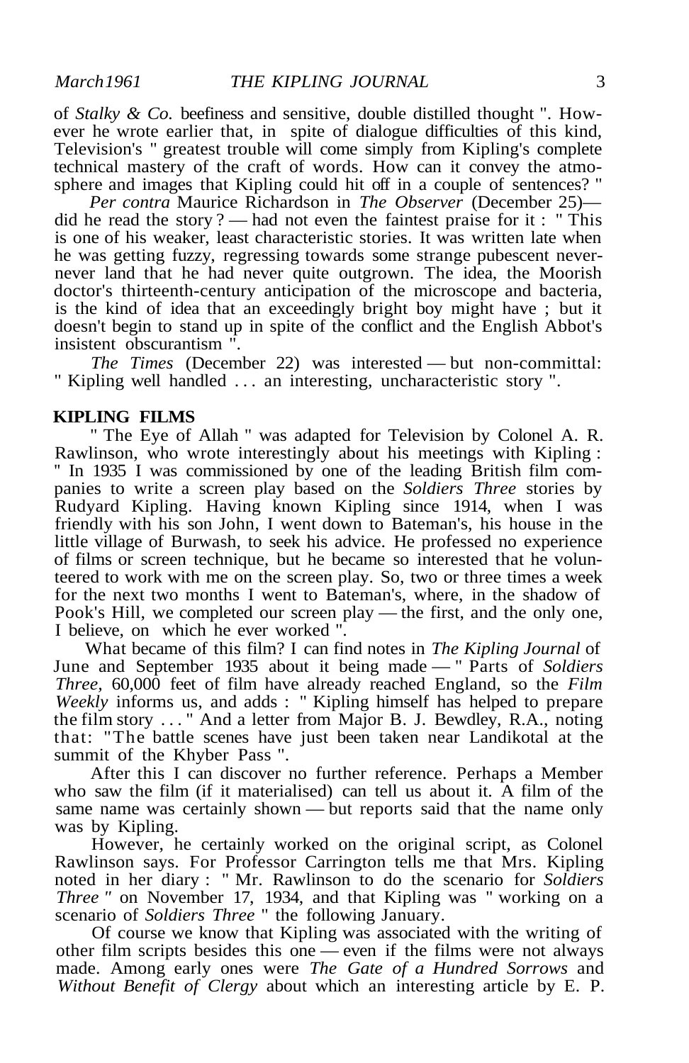of *Stalky & Co.* beefiness and sensitive, double distilled thought ". However he wrote earlier that, in spite of dialogue difficulties of this kind, Television's " greatest trouble will come simply from Kipling's complete technical mastery of the craft of words. How can it convey the atmosphere and images that Kipling could hit off in a couple of sentences? "

*Per contra* Maurice Richardson in *The Observer* (December 25)—did he read the story ? — had not even the faintest praise for it : " This is one of his weaker, least characteristic stories. It was written late when he was getting fuzzy, regressing towards some strange pubescent never-never land that he had never quite outgrown. The idea, the Moorish doctor's thirteenth-century anticipation of the microscope and bacteria, is the kind of idea that an exceedingly bright boy might have ; but it doesn't begin to stand up in spite of the conflict and the English Abbot's insistent obscurantism ".

*The Times* (December 22) was interested — but non-committal: " Kipling well handled . . . an interesting, uncharacteristic story ".

## KIPLING FILMS

" The Eye of Allah " was adapted for Television by Colonel A. R. Rawlinson, who wrote interestingly about his meetings with Kipling : " In 1935 I was commissioned by one of the leading British film companies to write a screen play based on the *Soldiers Three* stories by Rudyard Kipling. Having known Kipling since 1914, when I was friendly with his son John, I went down to Bateman's, his house in the little village of Burwash, to seek his advice. He professed no experience of films or screen technique, but he became so interested that he volunteered to work with me on the screen play. So, two or three times a week for the next two months I went to Bateman's, where, in the shadow of Pook's Hill, we completed our screen play — the first, and the only one, I believe, on which he ever worked ".

What became of this film? I can find notes in *The Kipling Journal* of June and September 1935 about it being made — " Parts of *Soldiers Three*, 60,000 feet of film have already reached England, so the *Film Weekly* informs us, and adds : " Kipling himself has helped to prepare the film story . . . " And a letter from Major B. J. Bewdley, R.A., noting that: "The battle scenes have just been taken near Landikotal at the summit of the Khyber Pass ".

After this I can discover no further reference. Perhaps a Member who saw the film (if it materialised) can tell us about it. A film of the same name was certainly shown — but reports said that the name only was by Kipling.

However, he certainly worked on the original script, as Colonel Rawlinson says. For Professor Carrington tells me that Mrs. Kipling noted in her diary : " Mr. Rawlinson to do the scenario for *Soldiers Three* " on November 17, 1934, and that Kipling was " working on a scenario of *Soldiers Three* " the following January.

Of course we know that Kipling was associated with the writing of other film scripts besides this one — even if the films were not always made. Among early ones were *The Gate of a Hundred Sorrows* and *Without Benefit of Clergy* about which an interesting article by E. P.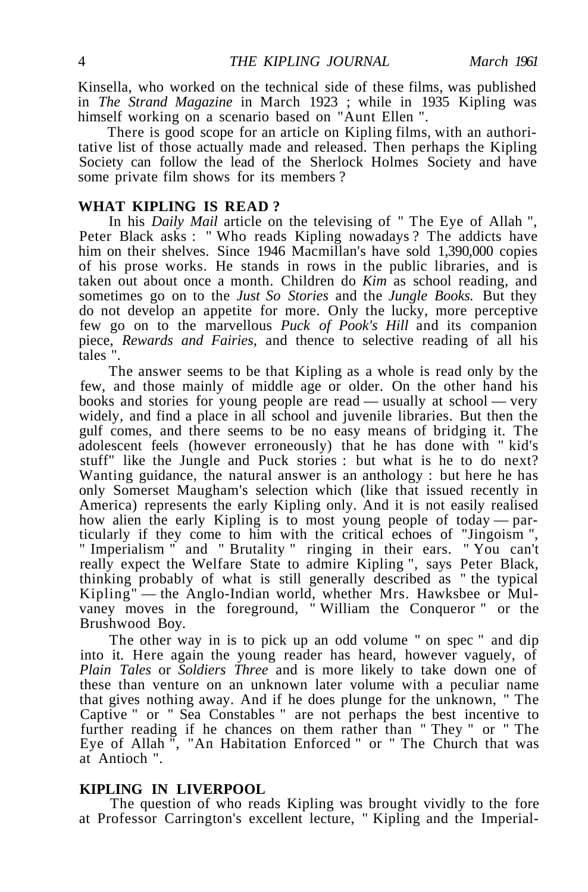Kinsella, who worked on the technical side of these films, was published in *The Strand Magazine* in March 1923 ; while in 1935 Kipling was himself working on a scenario based on "Aunt Ellen ".

There is good scope for an article on Kipling films, with an authoritative list of those actually made and released. Then perhaps the Kipling Society can follow the lead of the Sherlock Holmes Society and have some private film shows for its members ?

## WHAT KIPLING IS READ ?

In his *Daily Mail* article on the televising of " The Eye of Allah ", Peter Black asks : " Who reads Kipling nowadays ? The addicts have him on their shelves. Since 1946 Macmillan's have sold 1,390,000 copies of his prose works. He stands in rows in the public libraries, and is taken out about once a month. Children do *Kim* as school reading, and sometimes go on to the *Just So Stories* and the *Jungle Books.* But they do not develop an appetite for more. Only the lucky, more perceptive few go on to the marvellous *Puck of Pook's Hill* and its companion piece, *Rewards and Fairies,* and thence to selective reading of all his tales ".

The answer seems to be that Kipling as a whole is read only by the few, and those mainly of middle age or older. On the other hand his books and stories for young people are read — usually at school — very widely, and find a place in all school and juvenile libraries. But then the gulf comes, and there seems to be no easy means of bridging it. The adolescent feels (however erroneously) that he has done with " kid's stuff" like the Jungle and Puck stories : but what is he to do next? Wanting guidance, the natural answer is an anthology : but here he has only Somerset Maugham's selection which (like that issued recently in America) represents the early Kipling only. And it is not easily realised how alien the early Kipling is to most young people of today — particularly if they come to him with the critical echoes of "Jingoism ", " Imperialism " and " Brutality " ringing in their ears. " You can't really expect the Welfare State to admire Kipling ", says Peter Black, thinking probably of what is still generally described as " the typical Kipling" — the Anglo-Indian world, whether Mrs. Hawksbee or Mulvaney moves in the foreground, " William the Conqueror " or the Brushwood Boy.

The other way in is to pick up an odd volume " on spec " and dip into it. Here again the young reader has heard, however vaguely, of *Plain Tales* or *Soldiers Three* and is more likely to take down one of these than venture on an unknown later volume with a peculiar name that gives nothing away. And if he does plunge for the unknown, " The Captive " or " Sea Constables " are not perhaps the best incentive to further reading if he chances on them rather than " They " or " The Eye of Allah ", "An Habitation Enforced " or " The Church that was at Antioch ".

## KIPLING IN LIVERPOOL

The question of who reads Kipling was brought vividly to the fore at Professor Carrington's excellent lecture, " Kipling and the Imperial-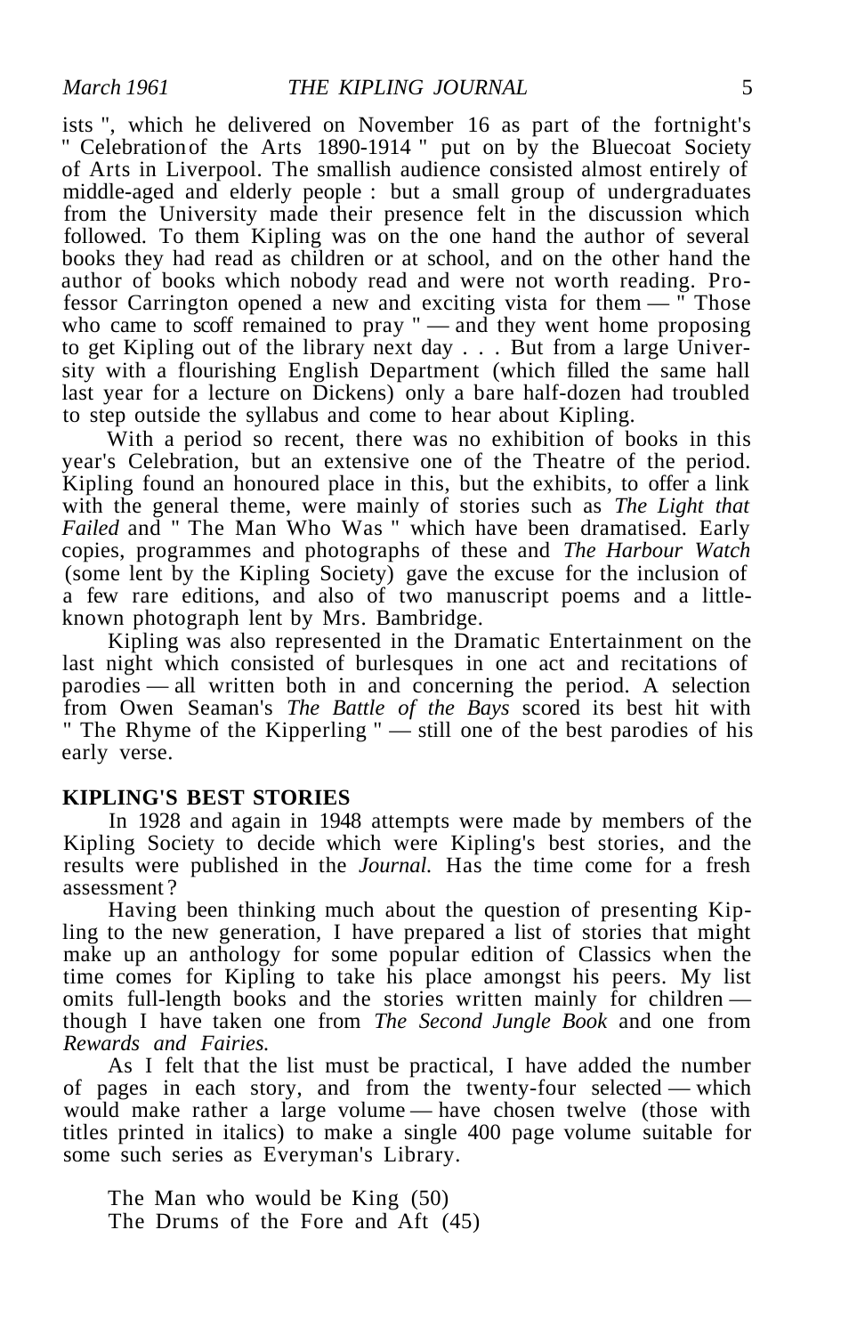ists ", which he delivered on November 16 as part of the fortnight's " Celebration of the Arts 1890-1914 " put on by the Bluecoat Society of Arts in Liverpool. The smallish audience consisted almost entirely of middle-aged and elderly people : but a small group of undergraduates from the University made their presence felt in the discussion which followed. To them Kipling was on the one hand the author of several books they had read as children or at school, and on the other hand the author of books which nobody read and were not worth reading. Professor Carrington opened a new and exciting vista for them — " Those who came to scoff remained to pray " — and they went home proposing to get Kipling out of the library next day . . . But from a large University with a flourishing English Department (which filled the same hall last year for a lecture on Dickens) only a bare half-dozen had troubled to step outside the syllabus and come to hear about Kipling.

With a period so recent, there was no exhibition of books in this year's Celebration, but an extensive one of the Theatre of the period. Kipling found an honoured place in this, but the exhibits, to offer a link with the general theme, were mainly of stories such as *The Light that Failed* and " The Man Who Was " which have been dramatised. Early copies, programmes and photographs of these and *The Harbour Watch* (some lent by the Kipling Society) gave the excuse for the inclusion of a few rare editions, and also of two manuscript poems and a little-known photograph lent by Mrs. Bambridge.

Kipling was also represented in the Dramatic Entertainment on the last night which consisted of burlesques in one act and recitations of parodies — all written both in and concerning the period. A selection from Owen Seaman's *The Battle of the Bays* scored its best hit with " The Rhyme of the Kipperling " — still one of the best parodies of his early verse.

**KIPLING'S BEST STORIES**

In 1928 and again in 1948 attempts were made by members of the Kipling Society to decide which were Kipling's best stories, and the results were published in the *Journal.* Has the time come for a fresh assessment ?

Having been thinking much about the question of presenting Kipling to the new generation, I have prepared a list of stories that might make up an anthology for some popular edition of Classics when the time comes for Kipling to take his place amongst his peers. My list omits full-length books and the stories written mainly for children — though I have taken one from *The Second Jungle Book* and one from *Rewards and Fairies.*

As I felt that the list must be practical, I have added the number of pages in each story, and from the twenty-four selected — which would make rather a large volume — have chosen twelve (those with titles printed in italics) to make a single 400 page volume suitable for some such series as Everyman's Library.

The Man who would be King (50)
The Drums of the Fore and Aft (45)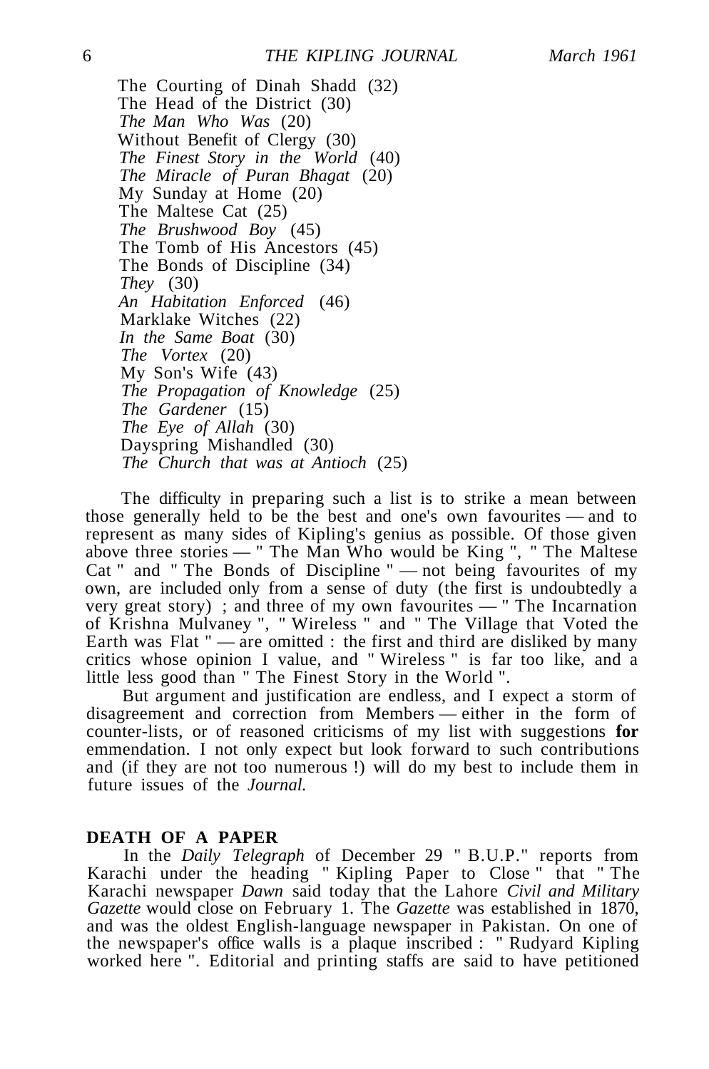The Courting of Dinah Shadd (32)
The Head of the District (30)
*The Man Who Was* (20)
Without Benefit of Clergy (30)
*The Finest Story in the World* (40)
*The Miracle of Puran Bhagat* (20)
My Sunday at Home (20)
The Maltese Cat (25)
*The Brushwood Boy* (45)
The Tomb of His Ancestors (45)
The Bonds of Discipline (34)
*They* (30)
*An Habitation Enforced* (46)
Marklake Witches (22)
*In the Same Boat* (30)
*The Vortex* (20)
My Son's Wife (43)
*The Propagation of Knowledge* (25)
*The Gardener* (15)
*The Eye of Allah* (30)
Dayspring Mishandled (30)
*The Church that was at Antioch* (25)

The difficulty in preparing such a list is to strike a mean between those generally held to be the best and one's own favourites — and to represent as many sides of Kipling's genius as possible. Of those given above three stories — " The Man Who would be King ", " The Maltese Cat " and " The Bonds of Discipline " — not being favourites of my own, are included only from a sense of duty (the first is undoubtedly a very great story) ; and three of my own favourites — " The Incarnation of Krishna Mulvaney ", " Wireless " and " The Village that Voted the Earth was Flat " — are omitted : the first and third are disliked by many critics whose opinion I value, and " Wireless " is far too like, and a little less good than " The Finest Story in the World ".

But argument and justification are endless, and I expect a storm of disagreement and correction from Members — either in the form of counter-lists, or of reasoned criticisms of my list with suggestions **for** emmendation. I not only expect but look forward to such contributions and (if they are not too numerous !) will do my best to include them in future issues of the *Journal.*

## DEATH OF A PAPER

In the *Daily Telegraph* of December 29 " B.U.P." reports from Karachi under the heading " Kipling Paper to Close " that " The Karachi newspaper *Dawn* said today that the Lahore *Civil and Military Gazette* would close on February 1. The *Gazette* was established in 1870, and was the oldest English-language newspaper in Pakistan. On one of the newspaper's office walls is a plaque inscribed : " Rudyard Kipling worked here ". Editorial and printing staffs are said to have petitioned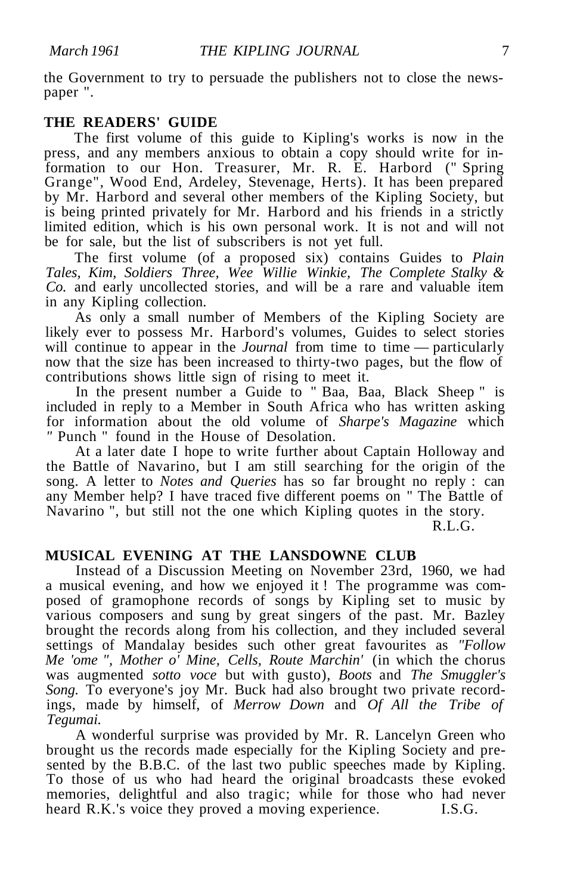the Government to try to persuade the publishers not to close the newspaper ".

## THE READERS' GUIDE

The first volume of this guide to Kipling's works is now in the press, and any members anxious to obtain a copy should write for information to our Hon. Treasurer, Mr. R. E. Harbord (" Spring Grange", Wood End, Ardeley, Stevenage, Herts). It has been prepared by Mr. Harbord and several other members of the Kipling Society, but is being printed privately for Mr. Harbord and his friends in a strictly limited edition, which is his own personal work. It is not and will not be for sale, but the list of subscribers is not yet full.

The first volume (of a proposed six) contains Guides to *Plain Tales, Kim, Soldiers Three, Wee Willie Winkie, The Complete Stalky & Co.* and early uncollected stories, and will be a rare and valuable item in any Kipling collection.

As only a small number of Members of the Kipling Society are likely ever to possess Mr. Harbord's volumes, Guides to select stories will continue to appear in the *Journal* from time to time — particularly now that the size has been increased to thirty-two pages, but the flow of contributions shows little sign of rising to meet it.

In the present number a Guide to " Baa, Baa, Black Sheep " is included in reply to a Member in South Africa who has written asking for information about the old volume of *Sharpe's Magazine* which " Punch " found in the House of Desolation.

At a later date I hope to write further about Captain Holloway and the Battle of Navarino, but I am still searching for the origin of the song. A letter to *Notes and Queries* has so far brought no reply : can any Member help? I have traced five different poems on " The Battle of Navarino ", but still not the one which Kipling quotes in the story.

R.L.G.

## MUSICAL EVENING AT THE LANSDOWNE CLUB

Instead of a Discussion Meeting on November 23rd, 1960, we had a musical evening, and how we enjoyed it ! The programme was composed of gramophone records of songs by Kipling set to music by various composers and sung by great singers of the past. Mr. Bazley brought the records along from his collection, and they included several settings of Mandalay besides such other great favourites as *"Follow Me 'ome ", Mother o' Mine, Cells, Route Marchin'* (in which the chorus was augmented *sotto voce* but with gusto), *Boots* and *The Smuggler's Song.* To everyone's joy Mr. Buck had also brought two private recordings, made by himself, of *Merrow Down* and *Of All the Tribe of Tegumai.*

A wonderful surprise was provided by Mr. R. Lancelyn Green who brought us the records made especially for the Kipling Society and presented by the B.B.C. of the last two public speeches made by Kipling. To those of us who had heard the original broadcasts these evoked memories, delightful and also tragic; while for those who had never heard R.K.'s voice they proved a moving experience. I.S.G.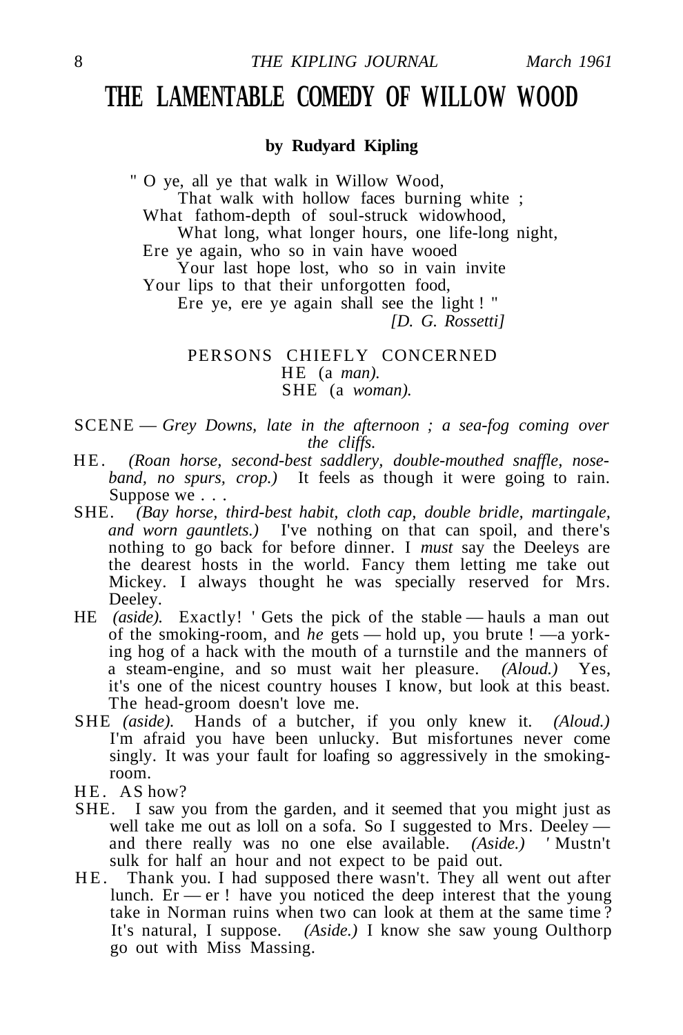# THE LAMENTABLE COMEDY OF WILLOW WOOD

**by Rudyard Kipling**

> " O ye, all ye that walk in Willow Wood,
> That walk with hollow faces burning white ;
> What fathom-depth of soul-struck widowhood,
> What long, what longer hours, one life-long night,
> Ere ye again, who so in vain have wooed
> Your last hope lost, who so in vain invite
> Your lips to that their unforgotten food,
> Ere ye, ere ye again shall see the light ! "
>
> *[D. G. Rossetti]*

PERSONS CHIEFLY CONCERNED
HE (a *man).*
SHE (a *woman).*

SCENE — *Grey Downs, late in the afternoon ; a sea-fog coming over the cliffs.*

HE. *(Roan horse, second-best saddlery, double-mouthed snaffle, nose-band, no spurs, crop.)* It feels as though it were going to rain. Suppose we . . .

SHE. *(Bay horse, third-best habit, cloth cap, double bridle, martingale, and worn gauntlets.)* I've nothing on that can spoil, and there's nothing to go back for before dinner. I *must* say the Deeleys are the dearest hosts in the world. Fancy them letting me take out Mickey. I always thought he was specially reserved for Mrs. Deeley.

HE *(aside).* Exactly! ' Gets the pick of the stable — hauls a man out of the smoking-room, and *he* gets — hold up, you brute ! —a yorking hog of a hack with the mouth of a turnstile and the manners of a steam-engine, and so must wait her pleasure. *(Aloud.)* Yes, it's one of the nicest country houses I know, but look at this beast. The head-groom doesn't love me.

SHE *(aside).* Hands of a butcher, if you only knew it. *(Aloud.)* I'm afraid you have been unlucky. But misfortunes never come singly. It was your fault for loafing so aggressively in the smoking-room.

HE. AS how?

SHE. I saw you from the garden, and it seemed that you might just as well take me out as loll on a sofa. So I suggested to Mrs. Deeley — and there really was no one else available. *(Aside.)* ' Mustn't sulk for half an hour and not expect to be paid out.

HE. Thank you. I had supposed there wasn't. They all went out after lunch. Er — er ! have you noticed the deep interest that the young take in Norman ruins when two can look at them at the same time ? It's natural, I suppose. *(Aside.)* I know she saw young Oulthorp go out with Miss Massing.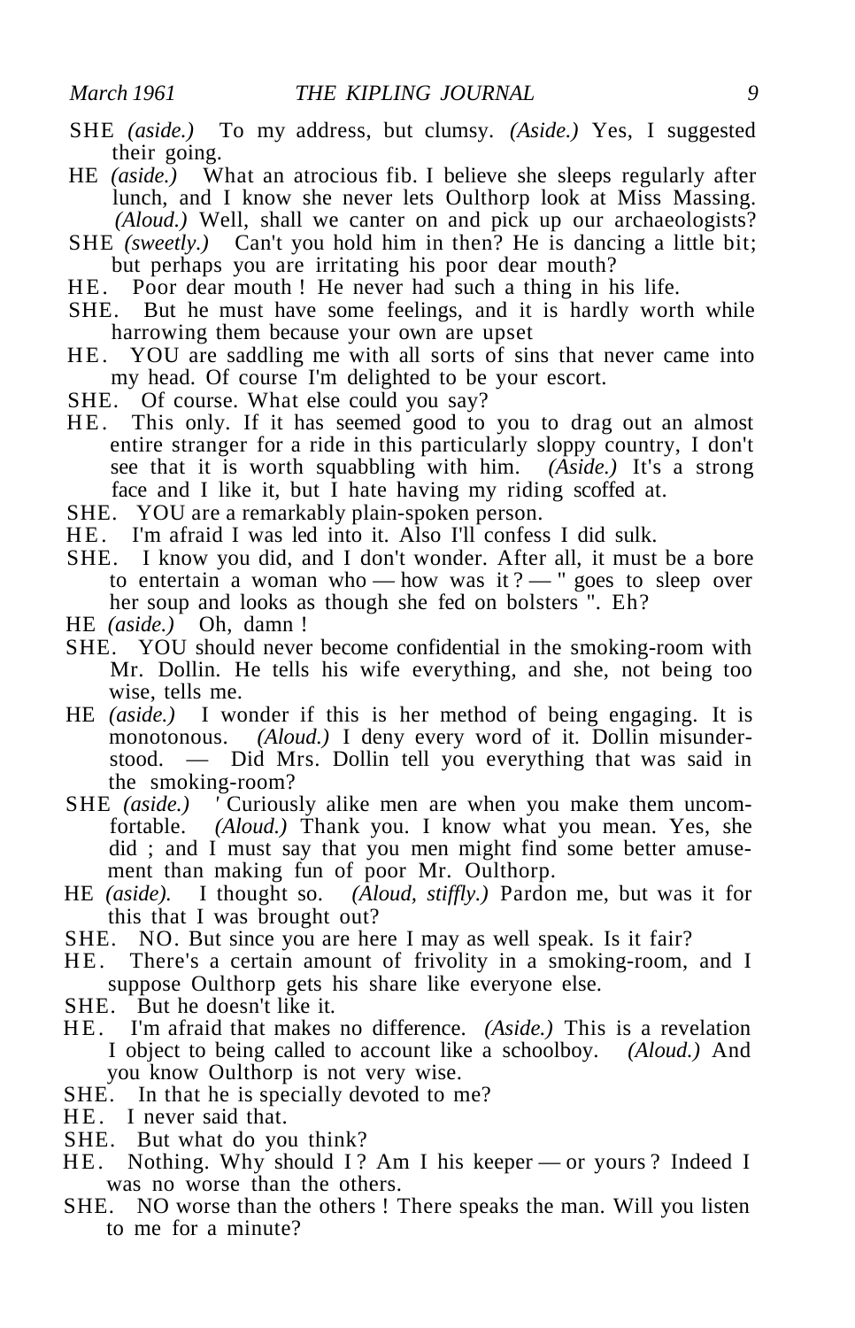SHE *(aside.)* To my address, but clumsy. *(Aside.)* Yes, I suggested their going.

HE *(aside.)* What an atrocious fib. I believe she sleeps regularly after lunch, and I know she never lets Oulthorp look at Miss Massing. *(Aloud.)* Well, shall we canter on and pick up our archaeologists?

SHE *(sweetly.)* Can't you hold him in then? He is dancing a little bit; but perhaps you are irritating his poor dear mouth?

HE. Poor dear mouth ! He never had such a thing in his life.

SHE. But he must have some feelings, and it is hardly worth while harrowing them because your own are upset

HE. YOU are saddling me with all sorts of sins that never came into my head. Of course I'm delighted to be your escort.

SHE. Of course. What else could you say?

HE. This only. If it has seemed good to you to drag out an almost entire stranger for a ride in this particularly sloppy country, I don't see that it is worth squabbling with him. *(Aside.)* It's a strong face and I like it, but I hate having my riding scoffed at.

SHE. YOU are a remarkably plain-spoken person.

HE. I'm afraid I was led into it. Also I'll confess I did sulk.

SHE. I know you did, and I don't wonder. After all, it must be a bore to entertain a woman who — how was it ? — " goes to sleep over her soup and looks as though she fed on bolsters ". Eh?

HE *(aside.)* Oh, damn !

SHE. YOU should never become confidential in the smoking-room with Mr. Dollin. He tells his wife everything, and she, not being too wise, tells me.

HE *(aside.)* I wonder if this is her method of being engaging. It is monotonous. *(Aloud.)* I deny every word of it. Dollin misunderstood. — Did Mrs. Dollin tell you everything that was said in the smoking-room?

SHE *(aside.)* ' Curiously alike men are when you make them uncomfortable. *(Aloud.)* Thank you. I know what you mean. Yes, she did ; and I must say that you men might find some better amusement than making fun of poor Mr. Oulthorp.

HE *(aside).* I thought so. *(Aloud, stiffly.)* Pardon me, but was it for this that I was brought out?

SHE. NO. But since you are here I may as well speak. Is it fair?

HE. There's a certain amount of frivolity in a smoking-room, and I suppose Oulthorp gets his share like everyone else.

SHE. But he doesn't like it.

HE. I'm afraid that makes no difference. *(Aside.)* This is a revelation I object to being called to account like a schoolboy. *(Aloud.)* And you know Oulthorp is not very wise.

SHE. In that he is specially devoted to me?

HE. I never said that.

SHE. But what do you think?

HE. Nothing. Why should I ? Am I his keeper — or yours ? Indeed I was no worse than the others.

SHE. NO worse than the others ! There speaks the man. Will you listen to me for a minute?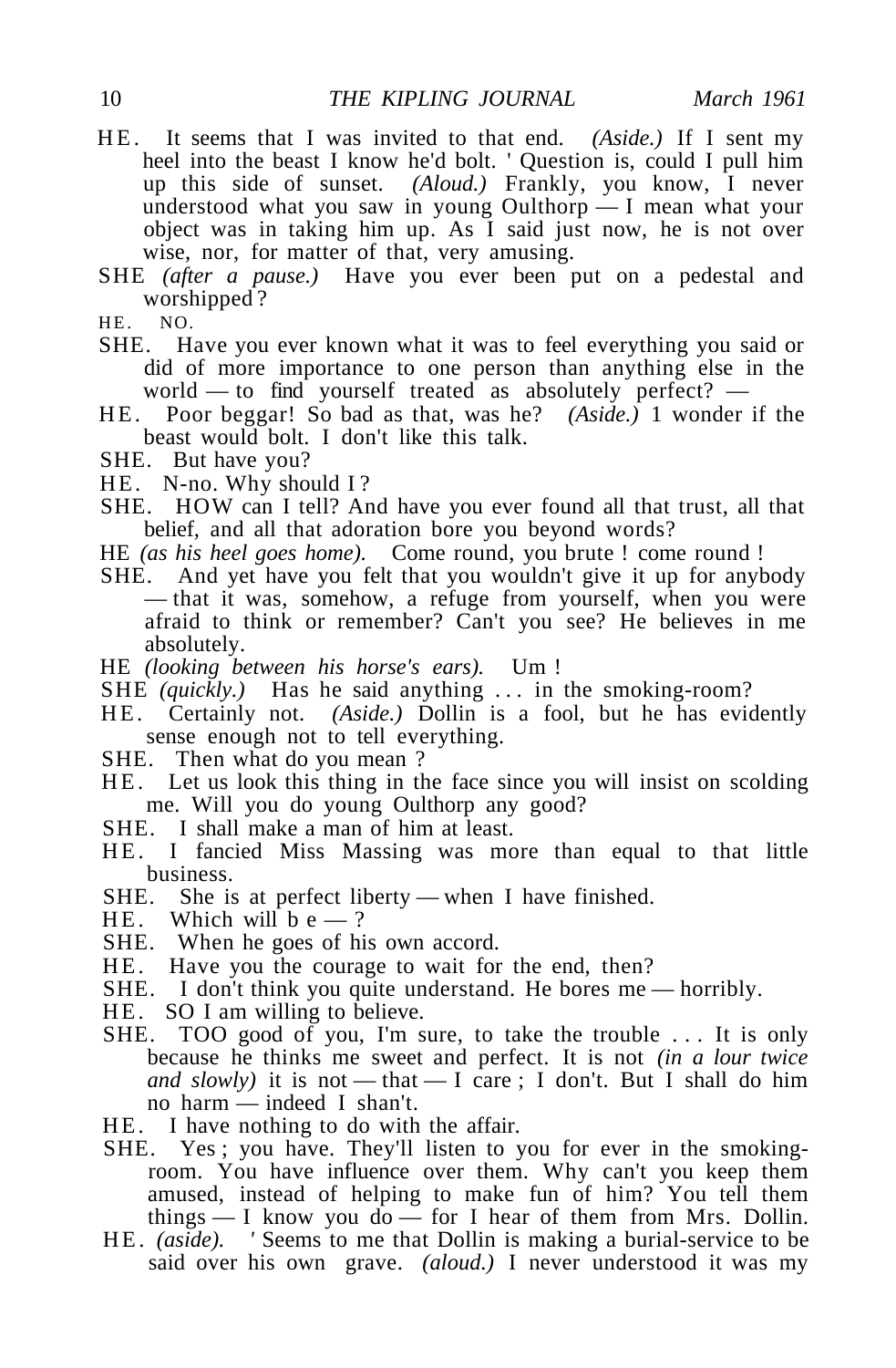HE. It seems that I was invited to that end. *(Aside.)* If I sent my heel into the beast I know he'd bolt. ' Question is, could I pull him up this side of sunset. *(Aloud.)* Frankly, you know, I never understood what you saw in young Oulthorp — I mean what your object was in taking him up. As I said just now, he is not over wise, nor, for matter of that, very amusing.

SHE *(after a pause.)* Have you ever been put on a pedestal and worshipped ?

HE. NO.

SHE. Have you ever known what it was to feel everything you said or did of more importance to one person than anything else in the world — to find yourself treated as absolutely perfect? —

HE. Poor beggar! So bad as that, was he? *(Aside.)* 1 wonder if the beast would bolt. I don't like this talk.

SHE. But have you?

HE. N-no. Why should I ?

SHE. HOW can I tell? And have you ever found all that trust, all that belief, and all that adoration bore you beyond words?

HE *(as his heel goes home).* Come round, you brute ! come round !

SHE. And yet have you felt that you wouldn't give it up for anybody — that it was, somehow, a refuge from yourself, when you were afraid to think or remember? Can't you see? He believes in me absolutely.

HE *(looking between his horse's ears).* Um !

SHE *(quickly.)* Has he said anything . . . in the smoking-room?

HE. Certainly not. *(Aside.)* Dollin is a fool, but he has evidently sense enough not to tell everything.

SHE. Then what do you mean ?

HE. Let us look this thing in the face since you will insist on scolding me. Will you do young Oulthorp any good?

SHE. I shall make a man of him at least.

HE. I fancied Miss Massing was more than equal to that little business.

SHE. She is at perfect liberty — when I have finished.

HE. Which will b e — ?

SHE. When he goes of his own accord.

HE. Have you the courage to wait for the end, then?

SHE. I don't think you quite understand. He bores me — horribly.

HE. SO I am willing to believe.

SHE. TOO good of you, I'm sure, to take the trouble . . . It is only because he thinks me sweet and perfect. It is not *(in a lour twice and slowly)* it is not — that — I care ; I don't. But I shall do him no harm — indeed I shan't.

HE. I have nothing to do with the affair.

SHE. Yes ; you have. They'll listen to you for ever in the smoking-room. You have influence over them. Why can't you keep them amused, instead of helping to make fun of him? You tell them things — I know you do — for I hear of them from Mrs. Dollin.

HE. *(aside).* ' Seems to me that Dollin is making a burial-service to be said over his own grave. *(aloud.)* I never understood it was my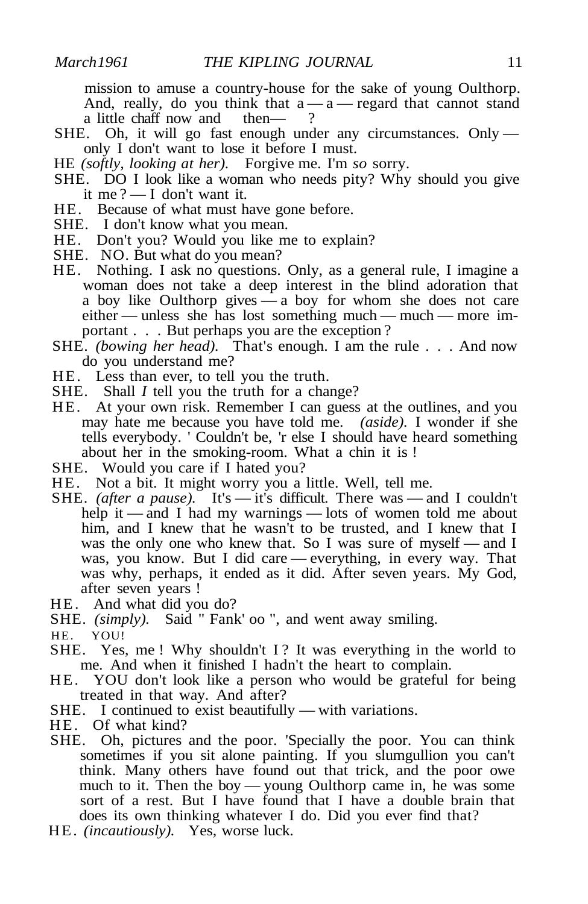mission to amuse a country-house for the sake of young Oulthorp. And, really, do you think that a — a — regard that cannot stand a little chaff now and then— ?

SHE. Oh, it will go fast enough under any circumstances. Only — only I don't want to lose it before I must.

HE *(softly, looking at her).* Forgive me. I'm *so* sorry.

SHE. DO I look like a woman who needs pity? Why should you give it me? — I don't want it.

HE. Because of what must have gone before.

SHE. I don't know what you mean.

HE. Don't you? Would you like me to explain?

SHE. NO. But what do you mean?

HE. Nothing. I ask no questions. Only, as a general rule, I imagine a woman does not take a deep interest in the blind adoration that a boy like Oulthorp gives — a boy for whom she does not care either — unless she has lost something much — much — more important . . . But perhaps you are the exception?

SHE. *(bowing her head).* That's enough. I am the rule . . . And now do you understand me?

HE. Less than ever, to tell you the truth.

SHE. Shall *I* tell you the truth for a change?

HE. At your own risk. Remember I can guess at the outlines, and you may hate me because you have told me. *(aside).* I wonder if she tells everybody. ' Couldn't be, 'r else I should have heard something about her in the smoking-room. What a chin it is !

SHE. Would you care if I hated you?

HE. Not a bit. It might worry you a little. Well, tell me.

SHE. *(after a pause).* It's — it's difficult. There was — and I couldn't help it — and I had my warnings — lots of women told me about him, and I knew that he wasn't to be trusted, and I knew that I was the only one who knew that. So I was sure of myself — and I was, you know. But I did care — everything, in every way. That was why, perhaps, it ended as it did. After seven years. My God, after seven years !

HE. And what did you do?

SHE. *(simply).* Said " Fank' oo ", and went away smiling.

HE. YOU!

SHE. Yes, me ! Why shouldn't I ? It was everything in the world to me. And when it finished I hadn't the heart to complain.

HE. YOU don't look like a person who would be grateful for being treated in that way. And after?

SHE. I continued to exist beautifully — with variations.

HE. Of what kind?

SHE. Oh, pictures and the poor. 'Specially the poor. You can think sometimes if you sit alone painting. If you slumgullion you can't think. Many others have found out that trick, and the poor owe much to it. Then the boy — young Oulthorp came in, he was some sort of a rest. But I have found that I have a double brain that does its own thinking whatever I do. Did you ever find that?

HE. *(incautiously).* Yes, worse luck.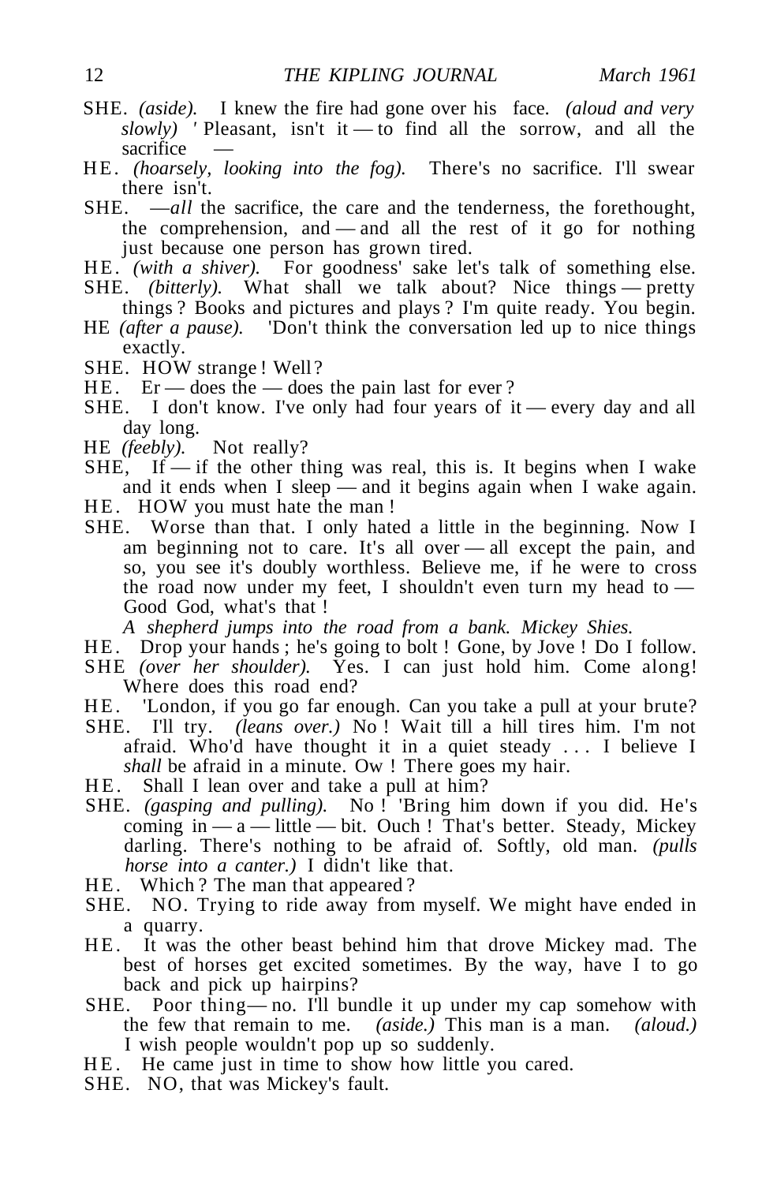SHE. *(aside).* I knew the fire had gone over his face. *(aloud and very slowly)* ' Pleasant, isn't it — to find all the sorrow, and all the sacrifice —

HE. *(hoarsely, looking into the fog).* There's no sacrifice. I'll swear there isn't.

SHE. —*all* the sacrifice, the care and the tenderness, the forethought, the comprehension, and — and all the rest of it go for nothing just because one person has grown tired.

HE. *(with a shiver).* For goodness' sake let's talk of something else.

SHE. *(bitterly).* What shall we talk about? Nice things — pretty things ? Books and pictures and plays ? I'm quite ready. You begin.

HE *(after a pause).* 'Don't think the conversation led up to nice things exactly.

SHE. HOW strange ! Well ?

HE. Er — does the — does the pain last for ever ?

SHE. I don't know. I've only had four years of it — every day and all day long.

HE *(feebly).* Not really?

SHE, If — if the other thing was real, this is. It begins when I wake and it ends when I sleep — and it begins again when I wake again.

HE. HOW you must hate the man !

SHE. Worse than that. I only hated a little in the beginning. Now I am beginning not to care. It's all over — all except the pain, and so, you see it's doubly worthless. Believe me, if he were to cross the road now under my feet, I shouldn't even turn my head to — Good God, what's that !

*A shepherd jumps into the road from a bank. Mickey Shies.*

HE. Drop your hands ; he's going to bolt ! Gone, by Jove ! Do I follow.

SHE *(over her shoulder).* Yes. I can just hold him. Come along! Where does this road end?

HE. 'London, if you go far enough. Can you take a pull at your brute?

SHE. I'll try. *(leans over.)* No ! Wait till a hill tires him. I'm not afraid. Who'd have thought it in a quiet steady . . . I believe I *shall* be afraid in a minute. Ow ! There goes my hair.

HE. Shall I lean over and take a pull at him?

SHE. *(gasping and pulling).* No ! 'Bring him down if you did. He's coming in — a — little — bit. Ouch ! That's better. Steady, Mickey darling. There's nothing to be afraid of. Softly, old man. *(pulls horse into a canter.)* I didn't like that.

HE. Which ? The man that appeared ?

SHE. NO. Trying to ride away from myself. We might have ended in a quarry.

HE. It was the other beast behind him that drove Mickey mad. The best of horses get excited sometimes. By the way, have I to go back and pick up hairpins?

SHE. Poor thing— no. I'll bundle it up under my cap somehow with the few that remain to me. *(aside.)* This man is a man. *(aloud.)* I wish people wouldn't pop up so suddenly.

HE. He came just in time to show how little you cared.

SHE. NO, that was Mickey's fault.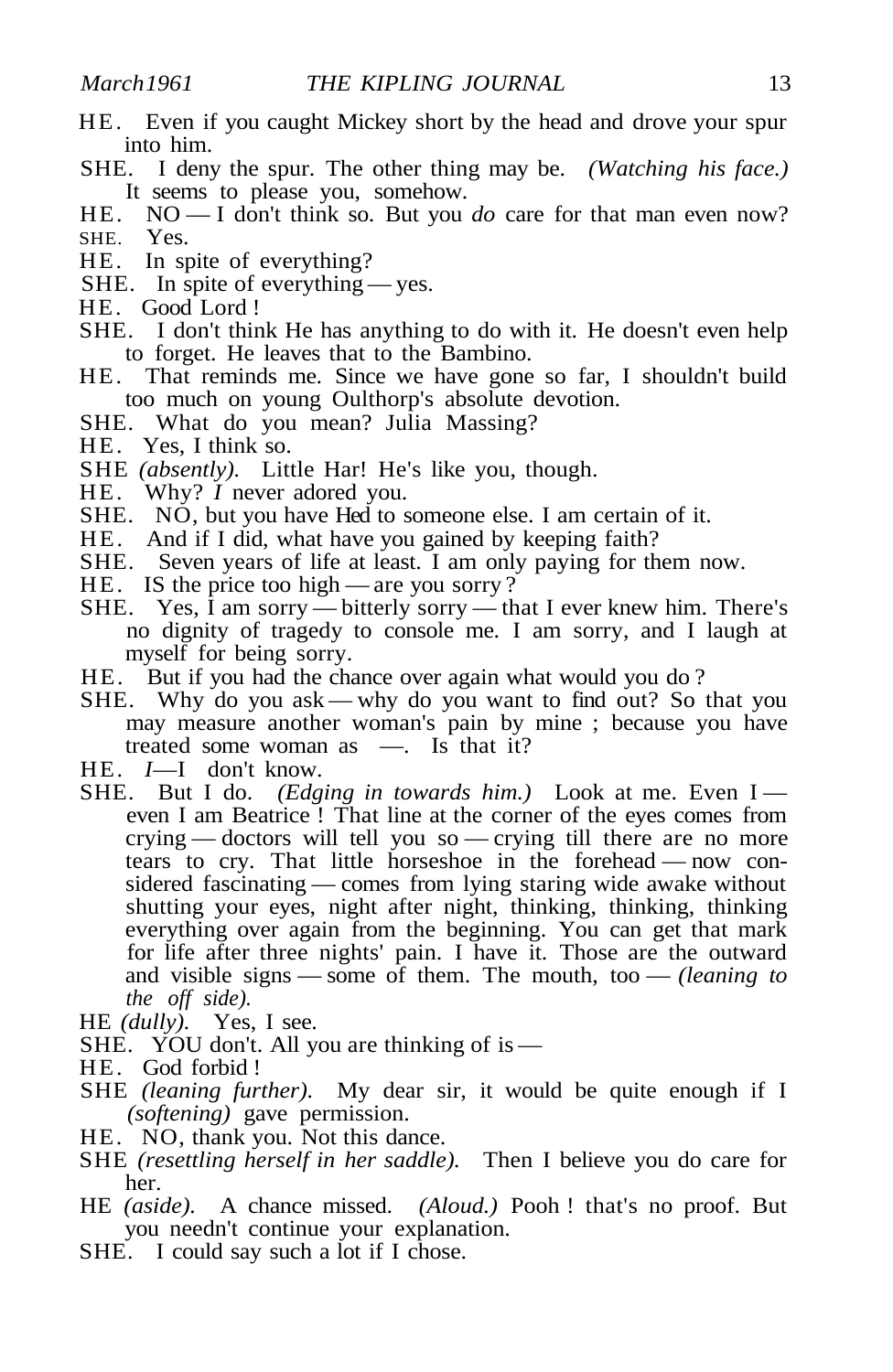HE. Even if you caught Mickey short by the head and drove your spur into him.

SHE. I deny the spur. The other thing may be. *(Watching his face.)* It seems to please you, somehow.

HE. NO — I don't think so. But you *do* care for that man even now?

SHE. Yes.

HE. In spite of everything?

SHE. In spite of everything — yes.

HE. Good Lord !

SHE. I don't think He has anything to do with it. He doesn't even help to forget. He leaves that to the Bambino.

HE. That reminds me. Since we have gone so far, I shouldn't build too much on young Oulthorp's absolute devotion.

SHE. What do you mean? Julia Massing?

HE. Yes, I think so.

SHE *(absently).* Little Har! He's like you, though.

HE. Why? *I* never adored you.

SHE. NO, but you have lied to someone else. I am certain of it.

HE. And if I did, what have you gained by keeping faith?

SHE. Seven years of life at least. I am only paying for them now.

HE. IS the price too high — are you sorry ?

SHE. Yes, I am sorry — bitterly sorry — that I ever knew him. There's no dignity of tragedy to console me. I am sorry, and I laugh at myself for being sorry.

HE. But if you had the chance over again what would you do ?

SHE. Why do you ask — why do you want to find out? So that you may measure another woman's pain by mine ; because you have treated some woman as —. Is that it?

HE. *I*—I don't know.

SHE. But I do. *(Edging in towards him.)* Look at me. Even I — even I am Beatrice ! That line at the corner of the eyes comes from crying — doctors will tell you so — crying till there are no more tears to cry. That little horseshoe in the forehead — now considered fascinating — comes from lying staring wide awake without shutting your eyes, night after night, thinking, thinking, thinking everything over again from the beginning. You can get that mark for life after three nights' pain. I have it. Those are the outward and visible signs — some of them. The mouth, too — *(leaning to the off side).*

HE *(dully).* Yes, I see.

SHE. YOU don't. All you are thinking of is —

HE. God forbid !

SHE *(leaning further).* My dear sir, it would be quite enough if I *(softening)* gave permission.

HE. NO, thank you. Not this dance.

SHE *(resettling herself in her saddle).* Then I believe you do care for her.

HE *(aside).* A chance missed. *(Aloud.)* Pooh ! that's no proof. But you needn't continue your explanation.

SHE. I could say such a lot if I chose.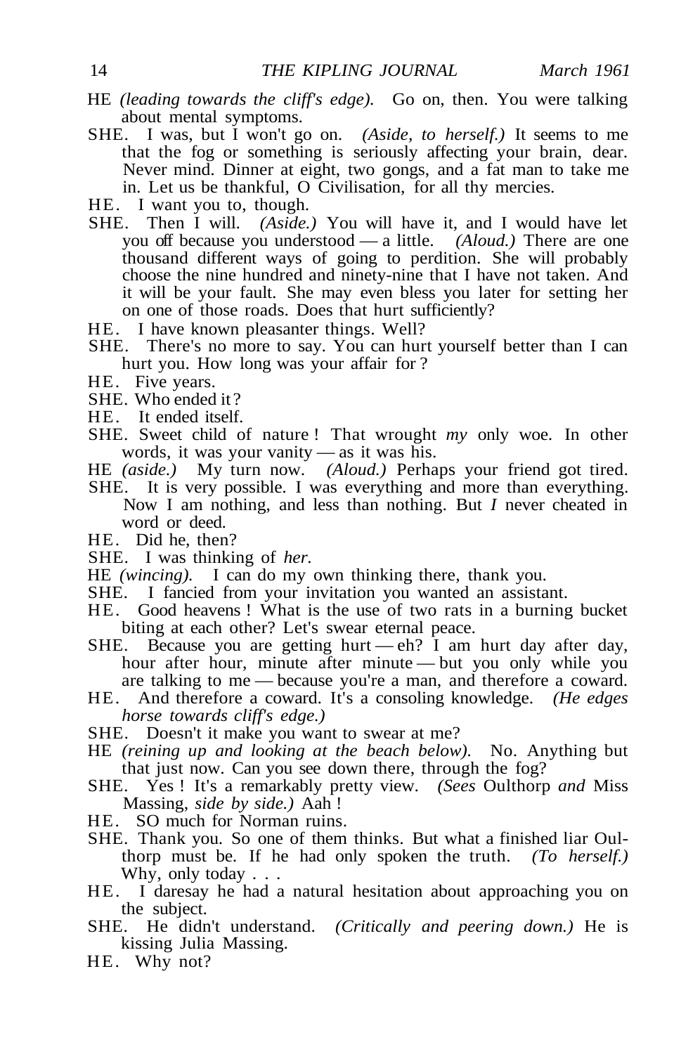HE *(leading towards the cliff's edge).* Go on, then. You were talking about mental symptoms.

SHE. I was, but I won't go on. *(Aside, to herself.)* It seems to me that the fog or something is seriously affecting your brain, dear. Never mind. Dinner at eight, two gongs, and a fat man to take me in. Let us be thankful, O Civilisation, for all thy mercies.

HE. I want you to, though.

SHE. Then I will. *(Aside.)* You will have it, and I would have let you off because you understood — a little. *(Aloud.)* There are one thousand different ways of going to perdition. She will probably choose the nine hundred and ninety-nine that I have not taken. And it will be your fault. She may even bless you later for setting her on one of those roads. Does that hurt sufficiently?

HE. I have known pleasanter things. Well?

SHE. There's no more to say. You can hurt yourself better than I can hurt you. How long was your affair for?

HE. Five years.

SHE. Who ended it?

HE. It ended itself.

SHE. Sweet child of nature! That wrought *my* only woe. In other words, it was your vanity — as it was his.

HE *(aside.)* My turn now. *(Aloud.)* Perhaps your friend got tired.

SHE. It is very possible. I was everything and more than everything. Now I am nothing, and less than nothing. But *I* never cheated in word or deed.

HE. Did he, then?

SHE. I was thinking of *her.*

HE *(wincing).* I can do my own thinking there, thank you.

SHE. I fancied from your invitation you wanted an assistant.

HE. Good heavens! What is the use of two rats in a burning bucket biting at each other? Let's swear eternal peace.

SHE. Because you are getting hurt — eh? I am hurt day after day, hour after hour, minute after minute — but you only while you are talking to me — because you're a man, and therefore a coward.

HE. And therefore a coward. It's a consoling knowledge. *(He edges horse towards cliff's edge.)*

SHE. Doesn't it make you want to swear at me?

HE *(reining up and looking at the beach below).* No. Anything but that just now. Can you see down there, through the fog?

SHE. Yes! It's a remarkably pretty view. *(Sees* Oulthorp *and* Miss Massing, *side by side.)* Aah!

HE. SO much for Norman ruins.

SHE. Thank you. So one of them thinks. But what a finished liar Oulthorp must be. If he had only spoken the truth. *(To herself.)* Why, only today . . .

HE. I daresay he had a natural hesitation about approaching you on the subject.

SHE. He didn't understand. *(Critically and peering down.)* He is kissing Julia Massing.

HE. Why not?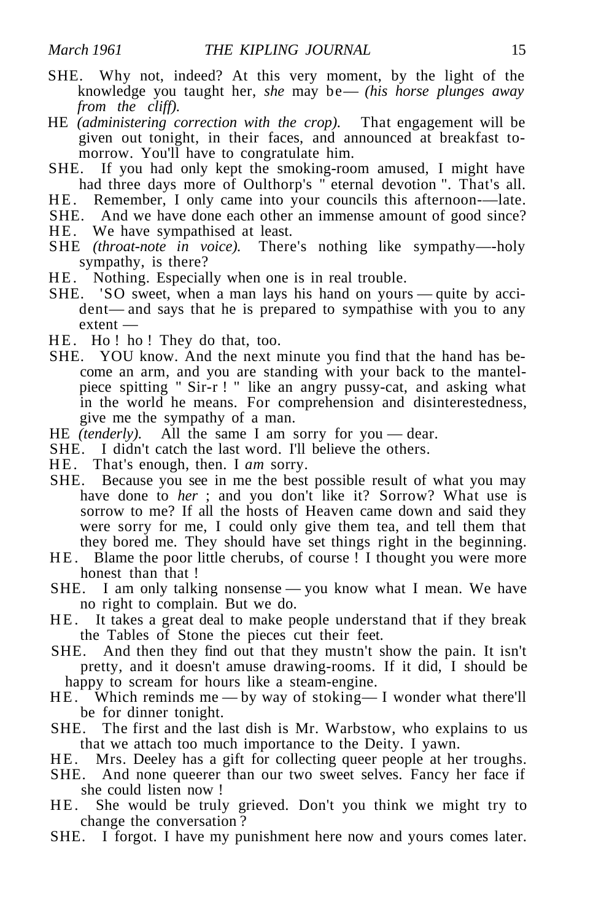SHE. Why not, indeed? At this very moment, by the light of the knowledge you taught her, *she* may be— *(his horse plunges away from the cliff).*

HE *(administering correction with the crop).* That engagement will be given out tonight, in their faces, and announced at breakfast to-morrow. You'll have to congratulate him.

SHE. If you had only kept the smoking-room amused, I might have had three days more of Oulthorp's " eternal devotion ". That's all.

HE. Remember, I only came into your councils this afternoon-—late.

SHE. And we have done each other an immense amount of good since?

HE. We have sympathised at least.

SHE *(throat-note in voice).* There's nothing like sympathy—-holy sympathy, is there?

HE. Nothing. Especially when one is in real trouble.

SHE. 'SO sweet, when a man lays his hand on yours — quite by accident— and says that he is prepared to sympathise with you to any extent —

HE. Ho ! ho ! They do that, too.

SHE. YOU know. And the next minute you find that the hand has become an arm, and you are standing with your back to the mantelpiece spitting " Sir-r ! " like an angry pussy-cat, and asking what in the world he means. For comprehension and disinterestedness, give me the sympathy of a man.

HE *(tenderly).* All the same I am sorry for you — dear.

SHE. I didn't catch the last word. I'll believe the others.

HE. That's enough, then. I *am* sorry.

SHE. Because you see in me the best possible result of what you may have done to *her* ; and you don't like it? Sorrow? What use is sorrow to me? If all the hosts of Heaven came down and said they were sorry for me, I could only give them tea, and tell them that they bored me. They should have set things right in the beginning.

HE. Blame the poor little cherubs, of course ! I thought you were more honest than that !

SHE. I am only talking nonsense — you know what I mean. We have no right to complain. But we do.

HE. It takes a great deal to make people understand that if they break the Tables of Stone the pieces cut their feet.

SHE. And then they find out that they mustn't show the pain. It isn't pretty, and it doesn't amuse drawing-rooms. If it did, I should be happy to scream for hours like a steam-engine.

HE. Which reminds me — by way of stoking— I wonder what there'll be for dinner tonight.

SHE. The first and the last dish is Mr. Warbstow, who explains to us that we attach too much importance to the Deity. I yawn.

HE. Mrs. Deeley has a gift for collecting queer people at her troughs.

SHE. And none queerer than our two sweet selves. Fancy her face if she could listen now !

HE. She would be truly grieved. Don't you think we might try to change the conversation ?

SHE. I forgot. I have my punishment here now and yours comes later.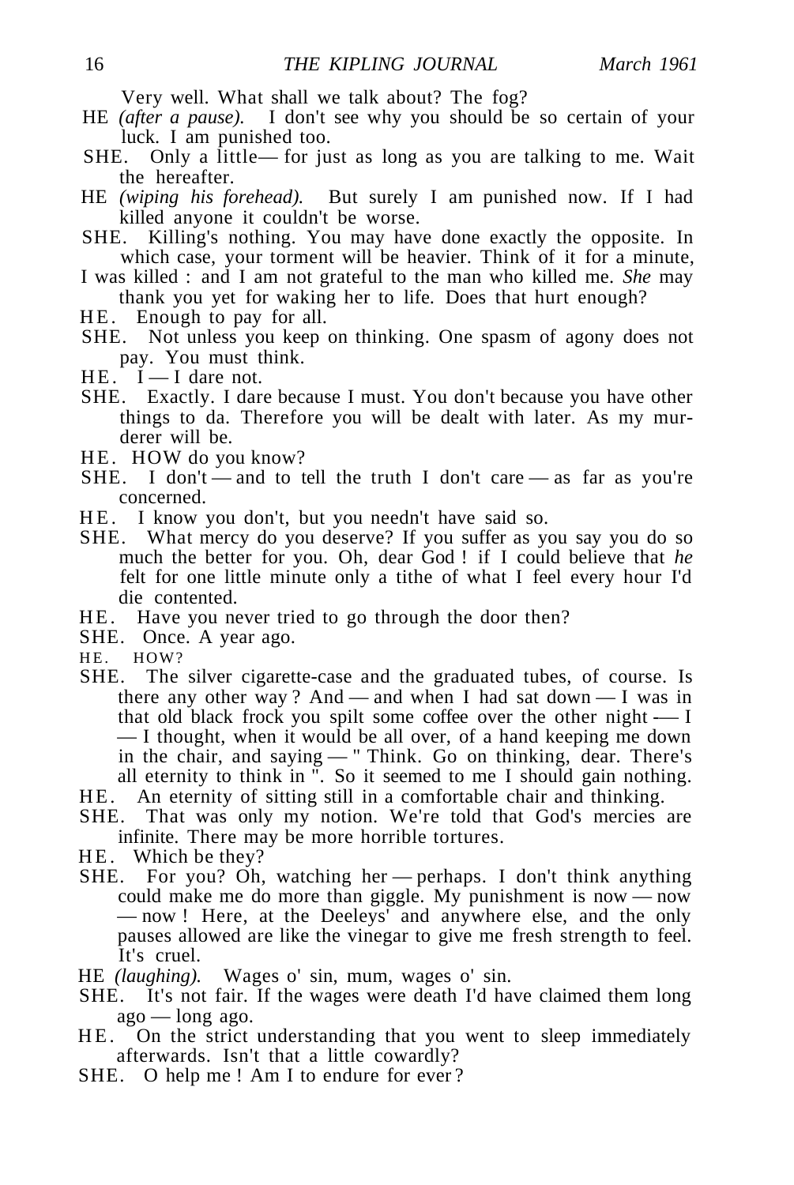Very well. What shall we talk about? The fog?

HE *(after a pause).* I don't see why you should be so certain of your luck. I am punished too.

SHE. Only a little— for just as long as you are talking to me. Wait the hereafter.

HE *(wiping his forehead).* But surely I am punished now. If I had killed anyone it couldn't be worse.

SHE. Killing's nothing. You may have done exactly the opposite. In which case, your torment will be heavier. Think of it for a minute, I was killed : and I am not grateful to the man who killed me. *She* may thank you yet for waking her to life. Does that hurt enough?

HE. Enough to pay for all.

SHE. Not unless you keep on thinking. One spasm of agony does not pay. You must think.

HE. I — I dare not.

SHE. Exactly. I dare because I must. You don't because you have other things to da. Therefore you will be dealt with later. As my murderer will be.

HE. HOW do you know?

SHE. I don't — and to tell the truth I don't care — as far as you're concerned.

HE. I know you don't, but you needn't have said so.

SHE. What mercy do you deserve? If you suffer as you say you do so much the better for you. Oh, dear God ! if I could believe that *he* felt for one little minute only a tithe of what I feel every hour I'd die contented.

HE. Have you never tried to go through the door then?

SHE. Once. A year ago.

HE. HOW?

SHE. The silver cigarette-case and the graduated tubes, of course. Is there any other way ? And — and when I had sat down — I was in that old black frock you spilt some coffee over the other night — I — I thought, when it would be all over, of a hand keeping me down in the chair, and saying — " Think. Go on thinking, dear. There's all eternity to think in ". So it seemed to me I should gain nothing.

HE. An eternity of sitting still in a comfortable chair and thinking.

SHE. That was only my notion. We're told that God's mercies are infinite. There may be more horrible tortures.

HE. Which be they?

SHE. For you? Oh, watching her — perhaps. I don't think anything could make me do more than giggle. My punishment is now — now — now ! Here, at the Deeleys' and anywhere else, and the only pauses allowed are like the vinegar to give me fresh strength to feel. It's cruel.

HE *(laughing).* Wages o' sin, mum, wages o' sin.

SHE. It's not fair. If the wages were death I'd have claimed them long ago — long ago.

HE. On the strict understanding that you went to sleep immediately afterwards. Isn't that a little cowardly?

SHE. O help me ! Am I to endure for ever ?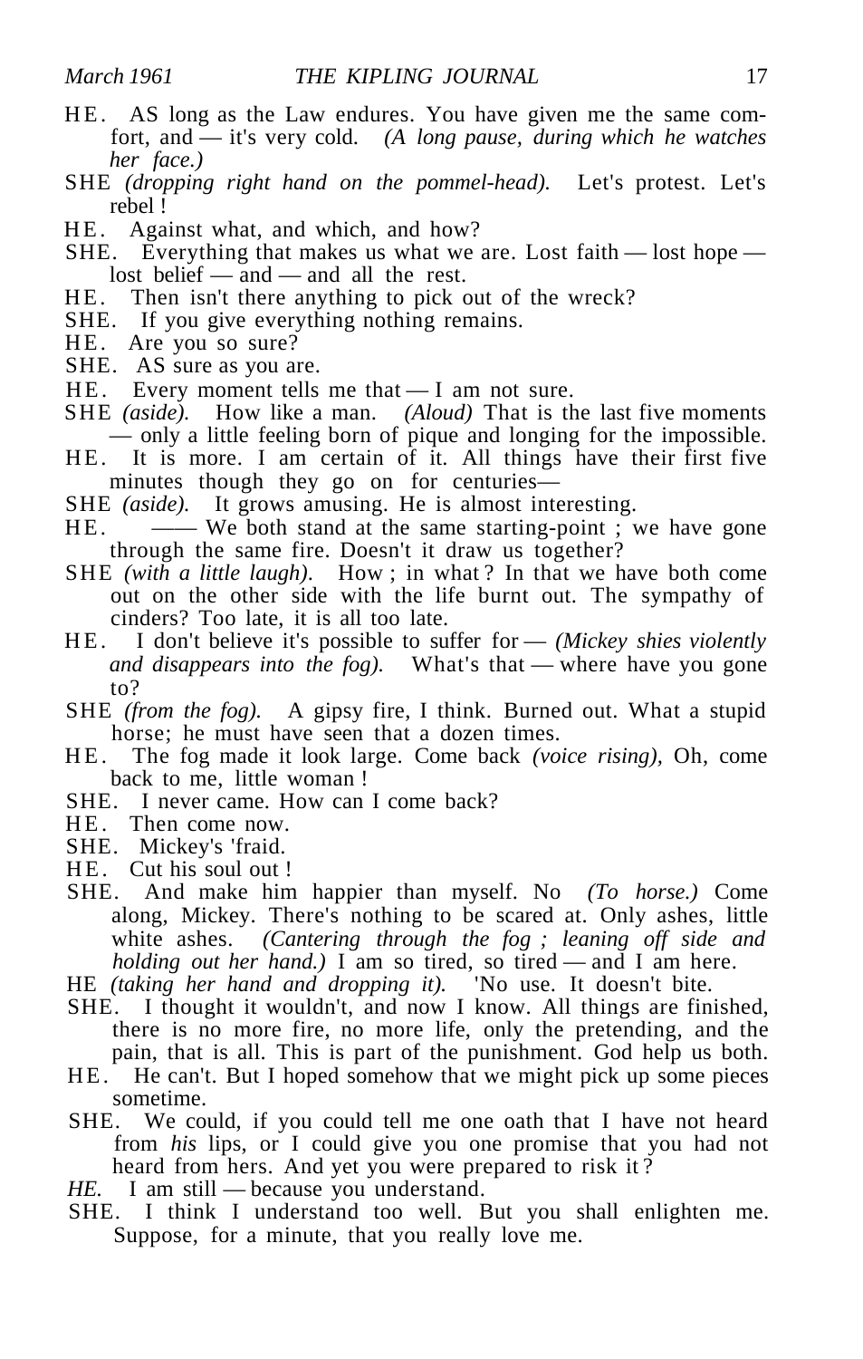HE. AS long as the Law endures. You have given me the same comfort, and — it's very cold. *(A long pause, during which he watches her face.)*

SHE *(dropping right hand on the pommel-head).* Let's protest. Let's rebel !

HE. Against what, and which, and how?

SHE. Everything that makes us what we are. Lost faith — lost hope — lost belief — and — and all the rest.

HE. Then isn't there anything to pick out of the wreck?

SHE. If you give everything nothing remains.

HE. Are you so sure?

SHE. AS sure as you are.

HE. Every moment tells me that — I am not sure.

SHE *(aside).* How like a man. *(Aloud)* That is the last five moments — only a little feeling born of pique and longing for the impossible.

HE. It is more. I am certain of it. All things have their first five minutes though they go on for centuries—

SHE *(aside).* It grows amusing. He is almost interesting.

HE. —— We both stand at the same starting-point ; we have gone through the same fire. Doesn't it draw us together?

SHE *(with a little laugh).* How ; in what ? In that we have both come out on the other side with the life burnt out. The sympathy of cinders? Too late, it is all too late.

HE. I don't believe it's possible to suffer for — *(Mickey shies violently and disappears into the fog).* What's that — where have you gone to?

SHE *(from the fog).* A gipsy fire, I think. Burned out. What a stupid horse; he must have seen that a dozen times.

HE. The fog made it look large. Come back *(voice rising),* Oh, come back to me, little woman !

SHE. I never came. How can I come back?

HE. Then come now.

SHE. Mickey's 'fraid.

HE. Cut his soul out !

SHE. And make him happier than myself. No *(To horse.)* Come along, Mickey. There's nothing to be scared at. Only ashes, little white ashes. *(Cantering through the fog ; leaning off side and holding out her hand.)* I am so tired, so tired — and I am here.

HE *(taking her hand and dropping it).* 'No use. It doesn't bite.

SHE. I thought it wouldn't, and now I know. All things are finished, there is no more fire, no more life, only the pretending, and the pain, that is all. This is part of the punishment. God help us both.

HE. He can't. But I hoped somehow that we might pick up some pieces sometime.

SHE. We could, if you could tell me one oath that I have not heard from *his* lips, or I could give you one promise that you had not heard from hers. And yet you were prepared to risk it ?

*HE.* I am still — because you understand.

SHE. I think I understand too well. But you shall enlighten me. Suppose, for a minute, that you really love me.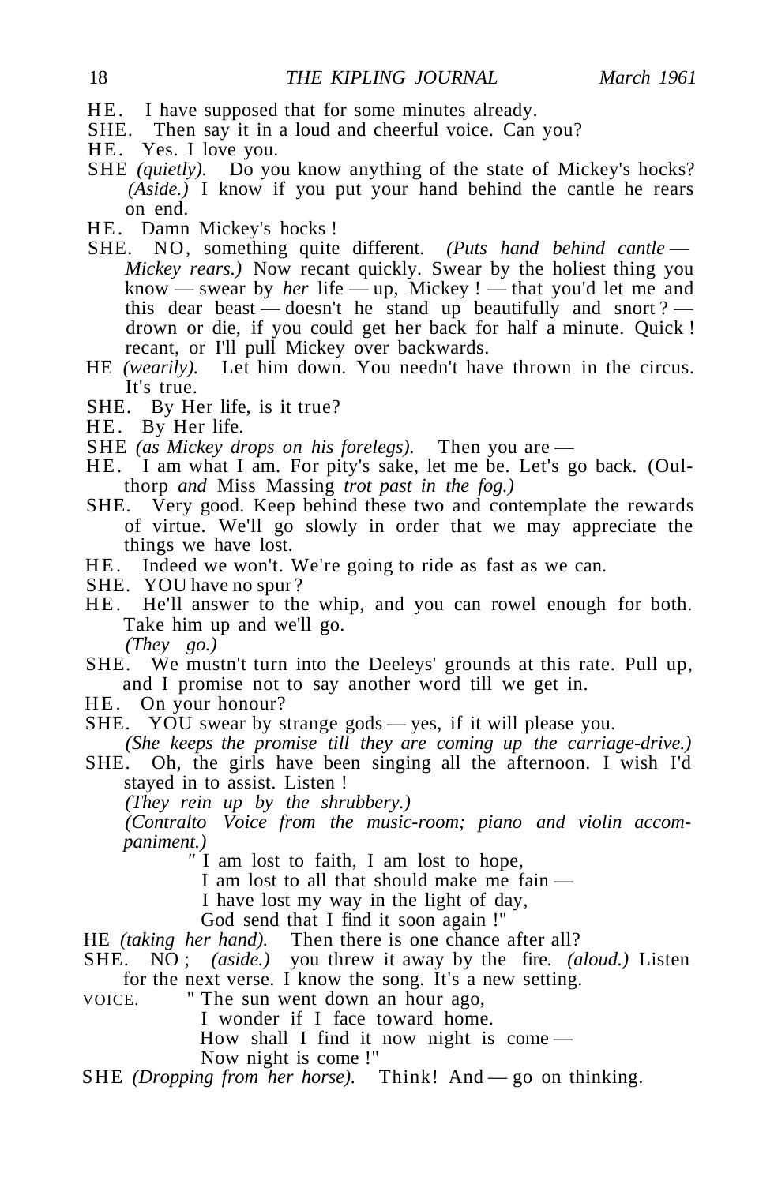HE. I have supposed that for some minutes already.

SHE. Then say it in a loud and cheerful voice. Can you?

HE. Yes. I love you.

SHE *(quietly).* Do you know anything of the state of Mickey's hocks? *(Aside.)* I know if you put your hand behind the cantle he rears on end.

HE. Damn Mickey's hocks !

SHE. NO, something quite different. *(Puts hand behind cantle — Mickey rears.)* Now recant quickly. Swear by the holiest thing you know — swear by *her* life — up, Mickey ! — that you'd let me and this dear beast — doesn't he stand up beautifully and snort ? — drown or die, if you could get her back for half a minute. Quick ! recant, or I'll pull Mickey over backwards.

HE *(wearily).* Let him down. You needn't have thrown in the circus. It's true.

SHE. By Her life, is it true?

HE. By Her life.

SHE *(as Mickey drops on his forelegs).* Then you are —

HE. I am what I am. For pity's sake, let me be. Let's go back. (Oulthorp *and* Miss Massing *trot past in the fog.)*

SHE. Very good. Keep behind these two and contemplate the rewards of virtue. We'll go slowly in order that we may appreciate the things we have lost.

HE. Indeed we won't. We're going to ride as fast as we can.

SHE. YOU have no spur ?

HE. He'll answer to the whip, and you can rowel enough for both. Take him up and we'll go.

*(They go.)*

SHE. We mustn't turn into the Deeleys' grounds at this rate. Pull up, and I promise not to say another word till we get in.

HE. On your honour?

SHE. YOU swear by strange gods — yes, if it will please you.

*(She keeps the promise till they are coming up the carriage-drive.)*

SHE. Oh, the girls have been singing all the afternoon. I wish I'd stayed in to assist. Listen !

*(They rein up by the shrubbery.)*

*(Contralto Voice from the music-room; piano and violin accompaniment.)*

> " I am lost to faith, I am lost to hope,
> I am lost to all that should make me fain —
> I have lost my way in the light of day,
> God send that I find it soon again !"

HE *(taking her hand).* Then there is one chance after all?

SHE. NO ; *(aside.)* you threw it away by the fire. *(aloud.)* Listen for the next verse. I know the song. It's a new setting.

VOICE.
> " The sun went down an hour ago,
> I wonder if I face toward home.
> How shall I find it now night is come —
> Now night is come !"

SHE *(Dropping from her horse).* Think! And — go on thinking.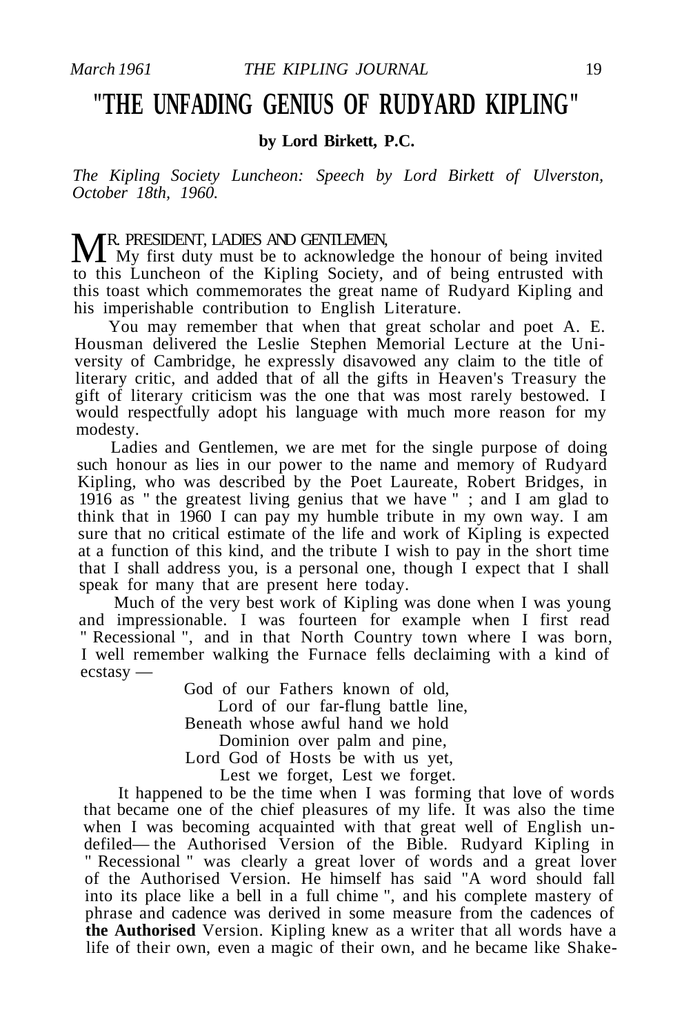# "THE UNFADING GENIUS OF RUDYARD KIPLING"

**by Lord Birkett, P.C.**

*The Kipling Society Luncheon: Speech by Lord Birkett of Ulverston, October 18th, 1960.*

MR. PRESIDENT, LADIES AND GENTLEMEN,

My first duty must be to acknowledge the honour of being invited to this Luncheon of the Kipling Society, and of being entrusted with this toast which commemorates the great name of Rudyard Kipling and his imperishable contribution to English Literature.

You may remember that when that great scholar and poet A. E. Housman delivered the Leslie Stephen Memorial Lecture at the University of Cambridge, he expressly disavowed any claim to the title of literary critic, and added that of all the gifts in Heaven's Treasury the gift of literary criticism was the one that was most rarely bestowed. I would respectfully adopt his language with much more reason for my modesty.

Ladies and Gentlemen, we are met for the single purpose of doing such honour as lies in our power to the name and memory of Rudyard Kipling, who was described by the Poet Laureate, Robert Bridges, in 1916 as " the greatest living genius that we have " ; and I am glad to think that in 1960 I can pay my humble tribute in my own way. I am sure that no critical estimate of the life and work of Kipling is expected at a function of this kind, and the tribute I wish to pay in the short time that I shall address you, is a personal one, though I expect that I shall speak for many that are present here today.

Much of the very best work of Kipling was done when I was young and impressionable. I was fourteen for example when I first read " Recessional ", and in that North Country town where I was born, I well remember walking the Furnace fells declaiming with a kind of ecstasy —

> God of our Fathers known of old,
> Lord of our far-flung battle line,
> Beneath whose awful hand we hold
> Dominion over palm and pine,
> Lord God of Hosts be with us yet,
> Lest we forget, Lest we forget.

It happened to be the time when I was forming that love of words that became one of the chief pleasures of my life. It was also the time when I was becoming acquainted with that great well of English undefiled— the Authorised Version of the Bible. Rudyard Kipling in " Recessional " was clearly a great lover of words and a great lover of the Authorised Version. He himself has said "A word should fall into its place like a bell in a full chime ", and his complete mastery of phrase and cadence was derived in some measure from the cadences of **the Authorised** Version. Kipling knew as a writer that all words have a life of their own, even a magic of their own, and he became like Shake-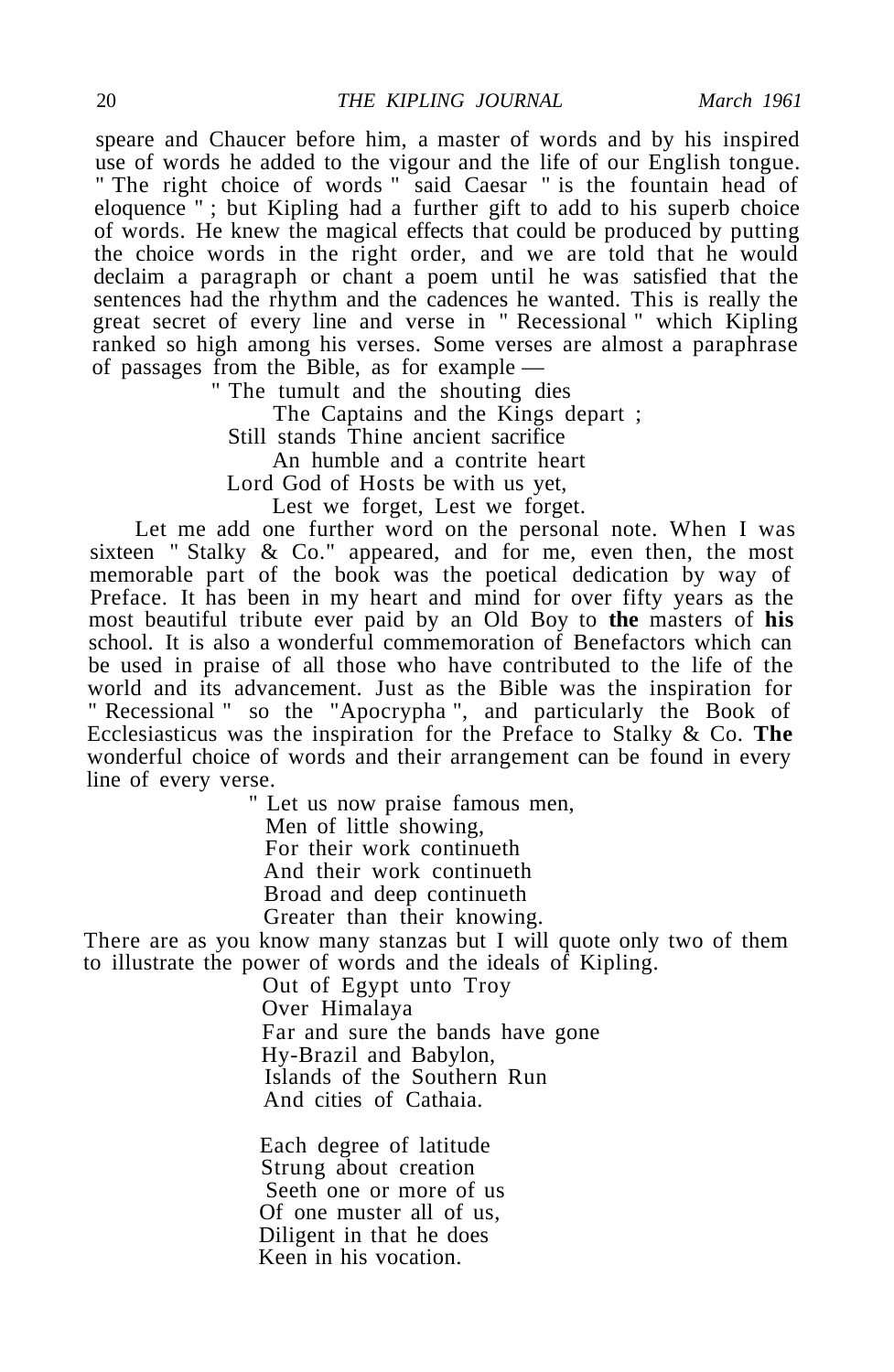speare and Chaucer before him, a master of words and by his inspired use of words he added to the vigour and the life of our English tongue. " The right choice of words " said Caesar " is the fountain head of eloquence " ; but Kipling had a further gift to add to his superb choice of words. He knew the magical effects that could be produced by putting the choice words in the right order, and we are told that he would declaim a paragraph or chant a poem until he was satisfied that the sentences had the rhythm and the cadences he wanted. This is really the great secret of every line and verse in " Recessional " which Kipling ranked so high among his verses. Some verses are almost a paraphrase of passages from the Bible, as for example —

> " The tumult and the shouting dies
> The Captains and the Kings depart ;
> Still stands Thine ancient sacrifice
> An humble and a contrite heart
> Lord God of Hosts be with us yet,
> Lest we forget, Lest we forget.

Let me add one further word on the personal note. When I was sixteen " Stalky & Co." appeared, and for me, even then, the most memorable part of the book was the poetical dedication by way of Preface. It has been in my heart and mind for over fifty years as the most beautiful tribute ever paid by an Old Boy to **the** masters of **his** school. It is also a wonderful commemoration of Benefactors which can be used in praise of all those who have contributed to the life of the world and its advancement. Just as the Bible was the inspiration for " Recessional " so the "Apocrypha ", and particularly the Book of Ecclesiasticus was the inspiration for the Preface to Stalky & Co. **The** wonderful choice of words and their arrangement can be found in every line of every verse.

> " Let us now praise famous men,
> Men of little showing,
> For their work continueth
> And their work continueth
> Broad and deep continueth
> Greater than their knowing.

There are as you know many stanzas but I will quote only two of them to illustrate the power of words and the ideals of Kipling.

> Out of Egypt unto Troy
> Over Himalaya
> Far and sure the bands have gone
> Hy-Brazil and Babylon,
> Islands of the Southern Run
> And cities of Cathaia.
>
> Each degree of latitude
> Strung about creation
> Seeth one or more of us
> Of one muster all of us,
> Diligent in that he does
> Keen in his vocation.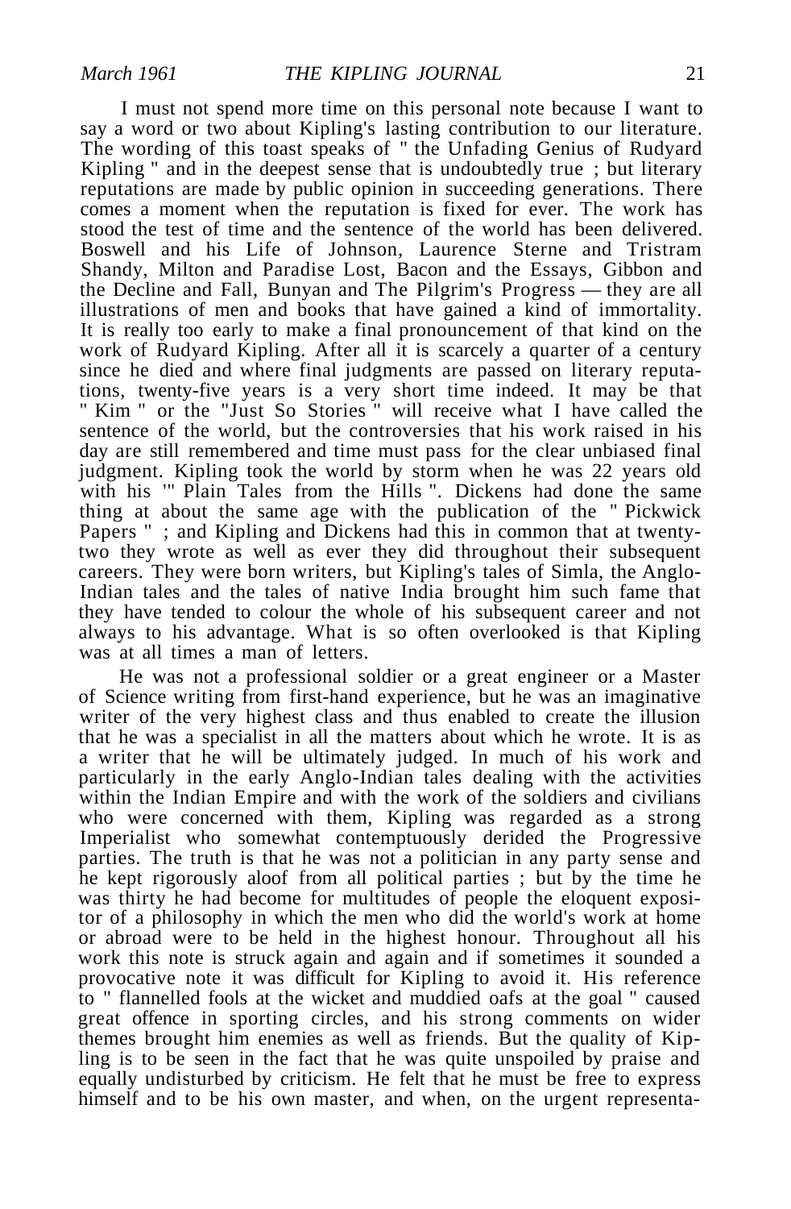I must not spend more time on this personal note because I want to say a word or two about Kipling's lasting contribution to our literature. The wording of this toast speaks of " the Unfading Genius of Rudyard Kipling " and in the deepest sense that is undoubtedly true ; but literary reputations are made by public opinion in succeeding generations. There comes a moment when the reputation is fixed for ever. The work has stood the test of time and the sentence of the world has been delivered. Boswell and his Life of Johnson, Laurence Sterne and Tristram Shandy, Milton and Paradise Lost, Bacon and the Essays, Gibbon and the Decline and Fall, Bunyan and The Pilgrim's Progress — they are all illustrations of men and books that have gained a kind of immortality. It is really too early to make a final pronouncement of that kind on the work of Rudyard Kipling. After all it is scarcely a quarter of a century since he died and where final judgments are passed on literary reputations, twenty-five years is a very short time indeed. It may be that " Kim " or the "Just So Stories " will receive what I have called the sentence of the world, but the controversies that his work raised in his day are still remembered and time must pass for the clear unbiased final judgment. Kipling took the world by storm when he was 22 years old with his '" Plain Tales from the Hills ". Dickens had done the same thing at about the same age with the publication of the " Pickwick Papers " ; and Kipling and Dickens had this in common that at twenty-two they wrote as well as ever they did throughout their subsequent careers. They were born writers, but Kipling's tales of Simla, the Anglo-Indian tales and the tales of native India brought him such fame that they have tended to colour the whole of his subsequent career and not always to his advantage. What is so often overlooked is that Kipling was at all times a man of letters.

He was not a professional soldier or a great engineer or a Master of Science writing from first-hand experience, but he was an imaginative writer of the very highest class and thus enabled to create the illusion that he was a specialist in all the matters about which he wrote. It is as a writer that he will be ultimately judged. In much of his work and particularly in the early Anglo-Indian tales dealing with the activities within the Indian Empire and with the work of the soldiers and civilians who were concerned with them, Kipling was regarded as a strong Imperialist who somewhat contemptuously derided the Progressive parties. The truth is that he was not a politician in any party sense and he kept rigorously aloof from all political parties ; but by the time he was thirty he had become for multitudes of people the eloquent expositor of a philosophy in which the men who did the world's work at home or abroad were to be held in the highest honour. Throughout all his work this note is struck again and again and if sometimes it sounded a provocative note it was difficult for Kipling to avoid it. His reference to " flannelled fools at the wicket and muddied oafs at the goal " caused great offence in sporting circles, and his strong comments on wider themes brought him enemies as well as friends. But the quality of Kipling is to be seen in the fact that he was quite unspoiled by praise and equally undisturbed by criticism. He felt that he must be free to express himself and to be his own master, and when, on the urgent representa-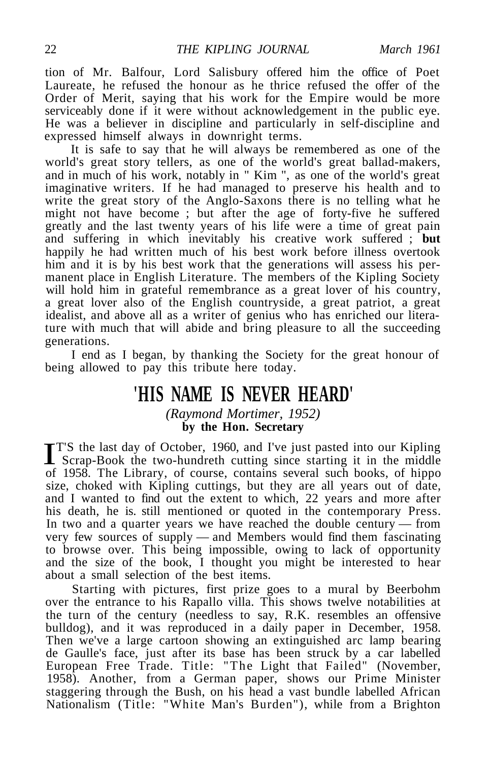tion of Mr. Balfour, Lord Salisbury offered him the office of Poet Laureate, he refused the honour as he thrice refused the offer of the Order of Merit, saying that his work for the Empire would be more serviceably done if it were without acknowledgement in the public eye. He was a believer in discipline and particularly in self-discipline and expressed himself always in downright terms.

It is safe to say that he will always be remembered as one of the world's great story tellers, as one of the world's great ballad-makers, and in much of his work, notably in " Kim ", as one of the world's great imaginative writers. If he had managed to preserve his health and to write the great story of the Anglo-Saxons there is no telling what he might not have become ; but after the age of forty-five he suffered greatly and the last twenty years of his life were a time of great pain and suffering in which inevitably his creative work suffered ; **but** happily he had written much of his best work before illness overtook him and it is by his best work that the generations will assess his permanent place in English Literature. The members of the Kipling Society will hold him in grateful remembrance as a great lover of his country, a great lover also of the English countryside, a great patriot, a great idealist, and above all as a writer of genius who has enriched our literature with much that will abide and bring pleasure to all the succeeding generations.

I end as I began, by thanking the Society for the great honour of being allowed to pay this tribute here today.

# 'HIS NAME IS NEVER HEARD'

*(Raymond Mortimer, 1952)*
**by the Hon. Secretary**

IT'S the last day of October, 1960, and I've just pasted into our Kipling Scrap-Book the two-hundreth cutting since starting it in the middle of 1958. The Library, of course, contains several such books, of hippo size, choked with Kipling cuttings, but they are all years out of date, and I wanted to find out the extent to which, 22 years and more after his death, he is. still mentioned or quoted in the contemporary Press. In two and a quarter years we have reached the double century — from very few sources of supply — and Members would find them fascinating to browse over. This being impossible, owing to lack of opportunity and the size of the book, I thought you might be interested to hear about a small selection of the best items.

Starting with pictures, first prize goes to a mural by Beerbohm over the entrance to his Rapallo villa. This shows twelve notabilities at the turn of the century (needless to say, R.K. resembles an offensive bulldog), and it was reproduced in a daily paper in December, 1958. Then we've a large cartoon showing an extinguished arc lamp bearing de Gaulle's face, just after its base has been struck by a car labelled European Free Trade. Title: "The Light that Failed" (November, 1958). Another, from a German paper, shows our Prime Minister staggering through the Bush, on his head a vast bundle labelled African Nationalism (Title: "White Man's Burden"), while from a Brighton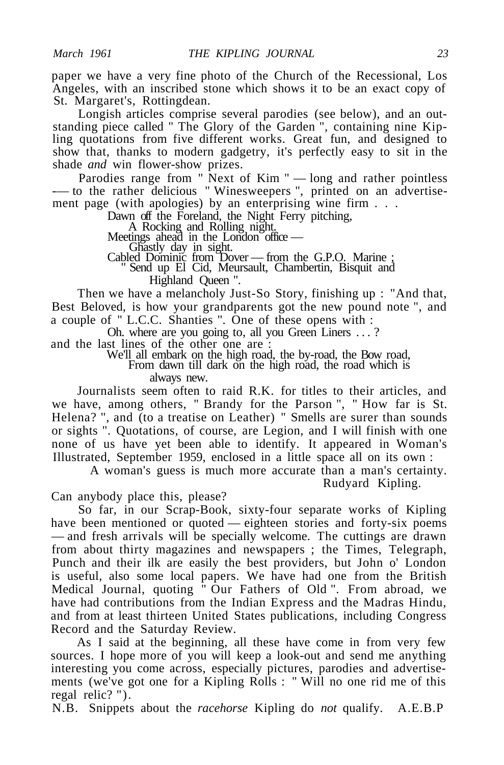paper we have a very fine photo of the Church of the Recessional, Los Angeles, with an inscribed stone which shows it to be an exact copy of St. Margaret's, Rottingdean.

Longish articles comprise several parodies (see below), and an outstanding piece called " The Glory of the Garden ", containing nine Kipling quotations from five different works. Great fun, and designed to show that, thanks to modern gadgetry, it's perfectly easy to sit in the shade *and* win flower-show prizes.

Parodies range from " Next of Kim " — long and rather pointless — to the rather delicious " Winesweepers ", printed on an advertisement page (with apologies) by an enterprising wine firm . . .

> Dawn off the Foreland, the Night Ferry pitching,
> A Rocking and Rolling night.
> Meetings ahead in the London office —
> Ghastly day in sight.
> Cabled Dominic from Dover — from the G.P.O. Marine ;
> " Send up El Cid, Meursault, Chambertin, Bisquit and
> Highland Queen ".

Then we have a melancholy Just-So Story, finishing up : "And that, Best Beloved, is how your grandparents got the new pound note ", and a couple of " L.C.C. Shanties ". One of these opens with :

> Oh. where are you going to, all you Green Liners . . . ?

and the last lines of the other one are :

> We'll all embark on the high road, the by-road, the Bow road,
> From dawn till dark on the high road, the road which is
> always new.

Journalists seem often to raid R.K. for titles to their articles, and we have, among others, " Brandy for the Parson ", " How far is St. Helena? ", and (to a treatise on Leather) " Smells are surer than sounds or sights ". Quotations, of course, are Legion, and I will finish with one none of us have yet been able to identify. It appeared in Woman's Illustrated, September 1959, enclosed in a little space all on its own :

> A woman's guess is much more accurate than a man's certainty.
> Rudyard Kipling.

Can anybody place this, please?

So far, in our Scrap-Book, sixty-four separate works of Kipling have been mentioned or quoted — eighteen stories and forty-six poems — and fresh arrivals will be specially welcome. The cuttings are drawn from about thirty magazines and newspapers ; the Times, Telegraph, Punch and their ilk are easily the best providers, but John o' London is useful, also some local papers. We have had one from the British Medical Journal, quoting " Our Fathers of Old ". From abroad, we have had contributions from the Indian Express and the Madras Hindu, and from at least thirteen United States publications, including Congress Record and the Saturday Review.

As I said at the beginning, all these have come in from very few sources. I hope more of you will keep a look-out and send me anything interesting you come across, especially pictures, parodies and advertisements (we've got one for a Kipling Rolls : " Will no one rid me of this regal relic? ").

N.B. Snippets about the *racehorse* Kipling do *not* qualify. A.E.B.P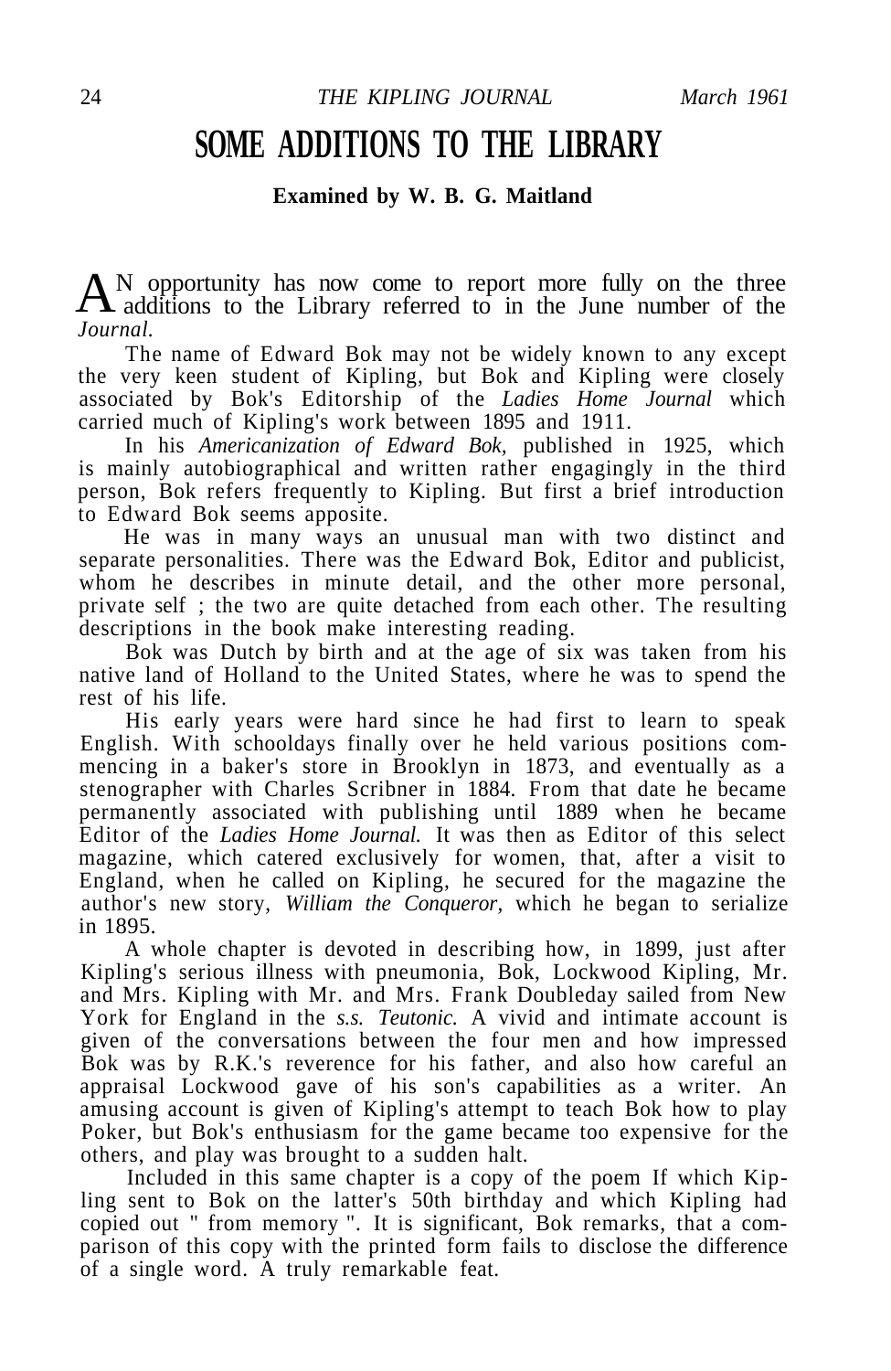# SOME ADDITIONS TO THE LIBRARY

**Examined by W. B. G. Maitland**

AN opportunity has now come to report more fully on the three additions to the Library referred to in the June number of the *Journal.*

The name of Edward Bok may not be widely known to any except the very keen student of Kipling, but Bok and Kipling were closely associated by Bok's Editorship of the *Ladies Home Journal* which carried much of Kipling's work between 1895 and 1911.

In his *Americanization of Edward Bok,* published in 1925, which is mainly autobiographical and written rather engagingly in the third person, Bok refers frequently to Kipling. But first a brief introduction to Edward Bok seems apposite.

He was in many ways an unusual man with two distinct and separate personalities. There was the Edward Bok, Editor and publicist, whom he describes in minute detail, and the other more personal, private self ; the two are quite detached from each other. The resulting descriptions in the book make interesting reading.

Bok was Dutch by birth and at the age of six was taken from his native land of Holland to the United States, where he was to spend the rest of his life.

His early years were hard since he had first to learn to speak English. With schooldays finally over he held various positions commencing in a baker's store in Brooklyn in 1873, and eventually as a stenographer with Charles Scribner in 1884. From that date he became permanently associated with publishing until 1889 when he became Editor of the *Ladies Home Journal.* It was then as Editor of this select magazine, which catered exclusively for women, that, after a visit to England, when he called on Kipling, he secured for the magazine the author's new story, *William the Conqueror,* which he began to serialize in 1895.

A whole chapter is devoted in describing how, in 1899, just after Kipling's serious illness with pneumonia, Bok, Lockwood Kipling, Mr. and Mrs. Kipling with Mr. and Mrs. Frank Doubleday sailed from New York for England in the *s.s. Teutonic.* A vivid and intimate account is given of the conversations between the four men and how impressed Bok was by R.K.'s reverence for his father, and also how careful an appraisal Lockwood gave of his son's capabilities as a writer. An amusing account is given of Kipling's attempt to teach Bok how to play Poker, but Bok's enthusiasm for the game became too expensive for the others, and play was brought to a sudden halt.

Included in this same chapter is a copy of the poem If which Kipling sent to Bok on the latter's 50th birthday and which Kipling had copied out " from memory ". It is significant, Bok remarks, that a comparison of this copy with the printed form fails to disclose the difference of a single word. A truly remarkable feat.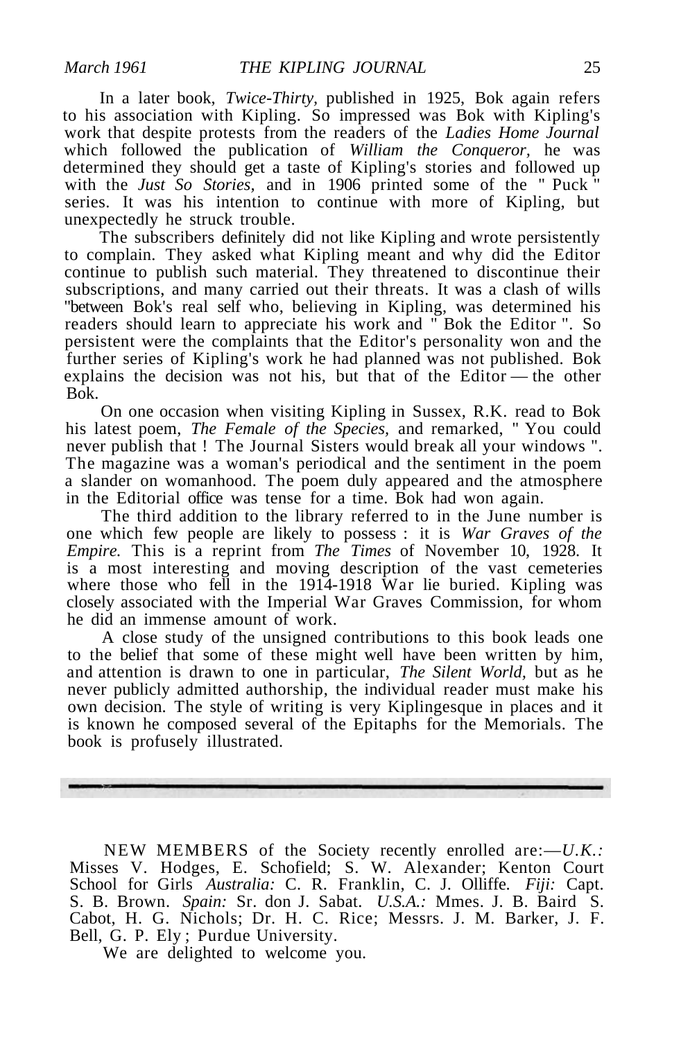In a later book, *Twice-Thirty,* published in 1925, Bok again refers to his association with Kipling. So impressed was Bok with Kipling's work that despite protests from the readers of the *Ladies Home Journal* which followed the publication of *William the Conqueror,* he was determined they should get a taste of Kipling's stories and followed up with the *Just So Stories,* and in 1906 printed some of the " Puck " series. It was his intention to continue with more of Kipling, but unexpectedly he struck trouble.

The subscribers definitely did not like Kipling and wrote persistently to complain. They asked what Kipling meant and why did the Editor continue to publish such material. They threatened to discontinue their subscriptions, and many carried out their threats. It was a clash of wills "between Bok's real self who, believing in Kipling, was determined his readers should learn to appreciate his work and " Bok the Editor ". So persistent were the complaints that the Editor's personality won and the further series of Kipling's work he had planned was not published. Bok explains the decision was not his, but that of the Editor — the other Bok.

On one occasion when visiting Kipling in Sussex, R.K. read to Bok his latest poem, *The Female of the Species,* and remarked, " You could never publish that ! The Journal Sisters would break all your windows ". The magazine was a woman's periodical and the sentiment in the poem a slander on womanhood. The poem duly appeared and the atmosphere in the Editorial office was tense for a time. Bok had won again.

The third addition to the library referred to in the June number is one which few people are likely to possess : it is *War Graves of the Empire.* This is a reprint from *The Times* of November 10, 1928. It is a most interesting and moving description of the vast cemeteries where those who fell in the 1914-1918 War lie buried. Kipling was closely associated with the Imperial War Graves Commission, for whom he did an immense amount of work.

A close study of the unsigned contributions to this book leads one to the belief that some of these might well have been written by him, and attention is drawn to one in particular, *The Silent World,* but as he never publicly admitted authorship, the individual reader must make his own decision. The style of writing is very Kiplingesque in places and it is known he composed several of the Epitaphs for the Memorials. The book is profusely illustrated.

---

NEW MEMBERS of the Society recently enrolled are:—*U.K.:* Misses V. Hodges, E. Schofield; S. W. Alexander; Kenton Court School for Girls *Australia:* C. R. Franklin, C. J. Olliffe. *Fiji:* Capt. S. B. Brown. *Spain:* Sr. don J. Sabat. *U.S.A.:* Mmes. J. B. Baird S. Cabot, H. G. Nichols; Dr. H. C. Rice; Messrs. J. M. Barker, J. F. Bell, G. P. Ely ; Purdue University.

We are delighted to welcome you.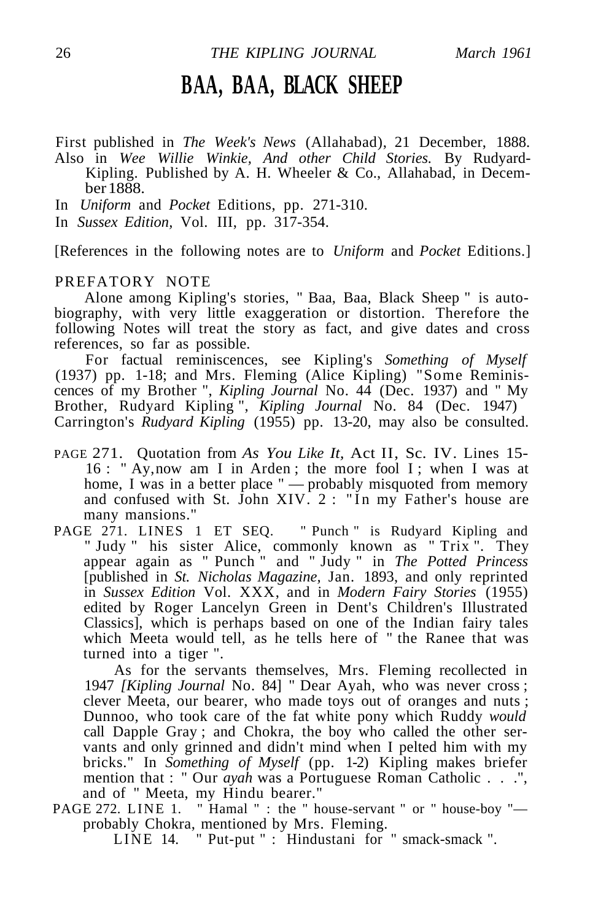# BAA, BAA, BLACK SHEEP

First published in *The Week's News* (Allahabad), 21 December, 1888.
Also in *Wee Willie Winkie, And other Child Stories.* By Rudyard-Kipling. Published by A. H. Wheeler & Co., Allahabad, in December 1888.

In *Uniform* and *Pocket* Editions, pp. 271-310.

In *Sussex Edition,* Vol. III, pp. 317-354.

[References in the following notes are to *Uniform* and *Pocket* Editions.]

PREFATORY NOTE

Alone among Kipling's stories, " Baa, Baa, Black Sheep " is autobiography, with very little exaggeration or distortion. Therefore the following Notes will treat the story as fact, and give dates and cross references, so far as possible.

For factual reminiscences, see Kipling's *Something of Myself* (1937) pp. 1-18; and Mrs. Fleming (Alice Kipling) "Some Reminiscences of my Brother ", *Kipling Journal* No. 44 (Dec. 1937) and " My Brother, Rudyard Kipling ", *Kipling Journal* No. 84 (Dec. 1947) Carrington's *Rudyard Kipling* (1955) pp. 13-20, may also be consulted.

PAGE 271. Quotation from *As You Like It,* Act II, Sc. IV. Lines 15-16 : " Ay,now am I in Arden ; the more fool I ; when I was at home, I was in a better place " — probably misquoted from memory and confused with St. John XIV. 2 : "In my Father's house are many mansions."

PAGE 271. LINES 1 ET SEQ. " Punch " is Rudyard Kipling and " Judy " his sister Alice, commonly known as " Trix ". They appear again as " Punch " and " Judy " in *The Potted Princess* [published in *St. Nicholas Magazine,* Jan. 1893, and only reprinted in *Sussex Edition* Vol. XXX, and in *Modern Fairy Stories* (1955) edited by Roger Lancelyn Green in Dent's Children's Illustrated Classics], which is perhaps based on one of the Indian fairy tales which Meeta would tell, as he tells here of " the Ranee that was turned into a tiger ".

As for the servants themselves, Mrs. Fleming recollected in 1947 *[Kipling Journal* No. 84] " Dear Ayah, who was never cross ; clever Meeta, our bearer, who made toys out of oranges and nuts ; Dunnoo, who took care of the fat white pony which Ruddy *would* call Dapple Gray ; and Chokra, the boy who called the other servants and only grinned and didn't mind when I pelted him with my bricks." In *Something of Myself* (pp. 1-2) Kipling makes briefer mention that : " Our *ayah* was a Portuguese Roman Catholic . . .", and of " Meeta, my Hindu bearer."

PAGE 272. LINE 1. " Hamal " : the " house-servant " or " house-boy "— probably Chokra, mentioned by Mrs. Fleming.

LINE 14. " Put-put " : Hindustani for " smack-smack ".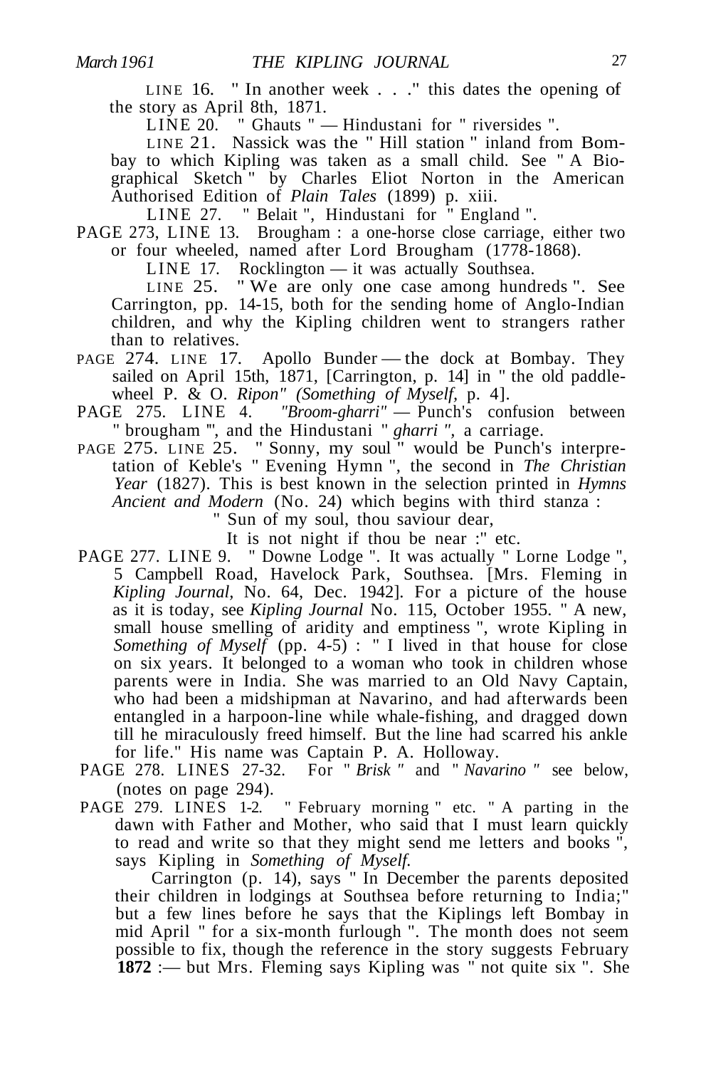LINE 16. " In another week . . ." this dates the opening of the story as April 8th, 1871.

LINE 20. " Ghauts " — Hindustani for " riversides ".

LINE 21. Nassick was the " Hill station " inland from Bombay to which Kipling was taken as a small child. See " A Biographical Sketch " by Charles Eliot Norton in the American Authorised Edition of *Plain Tales* (1899) p. xiii.

LINE 27. " Belait ", Hindustani for " England ".

PAGE 273, LINE 13. Brougham : a one-horse close carriage, either two or four wheeled, named after Lord Brougham (1778-1868).

LINE 17. Rocklington — it was actually Southsea.

LINE 25. " We are only one case among hundreds ". See Carrington, pp. 14-15, both for the sending home of Anglo-Indian children, and why the Kipling children went to strangers rather than to relatives.

PAGE 274. LINE 17. Apollo Bunder — the dock at Bombay. They sailed on April 15th, 1871, [Carrington, p. 14] in " the old paddle-wheel P. & O. *Ripon" (Something of Myself*, p. 4].

PAGE 275. LINE 4. *"Broom-gharri"* — Punch's confusion between " brougham ", and the Hindustani " *gharri* ", a carriage.

PAGE 275. LINE 25. " Sonny, my soul " would be Punch's interpretation of Keble's " Evening Hymn ", the second in *The Christian Year* (1827). This is best known in the selection printed in *Hymns Ancient and Modern* (No. 24) which begins with third stanza :

" Sun of my soul, thou saviour dear,
It is not night if thou be near :" etc.

PAGE 277. LINE 9. " Downe Lodge ". It was actually " Lorne Lodge ", 5 Campbell Road, Havelock Park, Southsea. [Mrs. Fleming in *Kipling Journal*, No. 64, Dec. 1942]. For a picture of the house as it is today, see *Kipling Journal* No. 115, October 1955. " A new, small house smelling of aridity and emptiness ", wrote Kipling in *Something of Myself* (pp. 4-5) : " I lived in that house for close on six years. It belonged to a woman who took in children whose parents were in India. She was married to an Old Navy Captain, who had been a midshipman at Navarino, and had afterwards been entangled in a harpoon-line while whale-fishing, and dragged down till he miraculously freed himself. But the line had scarred his ankle for life." His name was Captain P. A. Holloway.

PAGE 278. LINES 27-32. For " *Brisk* " and " *Navarino* " see below, (notes on page 294).

PAGE 279. LINES 1-2. " February morning " etc. " A parting in the dawn with Father and Mother, who said that I must learn quickly to read and write so that they might send me letters and books ", says Kipling in *Something of Myself.*

Carrington (p. 14), says " In December the parents deposited their children in lodgings at Southsea before returning to India;" but a few lines before he says that the Kiplings left Bombay in mid April " for a six-month furlough ". The month does not seem possible to fix, though the reference in the story suggests February **1872** :— but Mrs. Fleming says Kipling was " not quite six ". She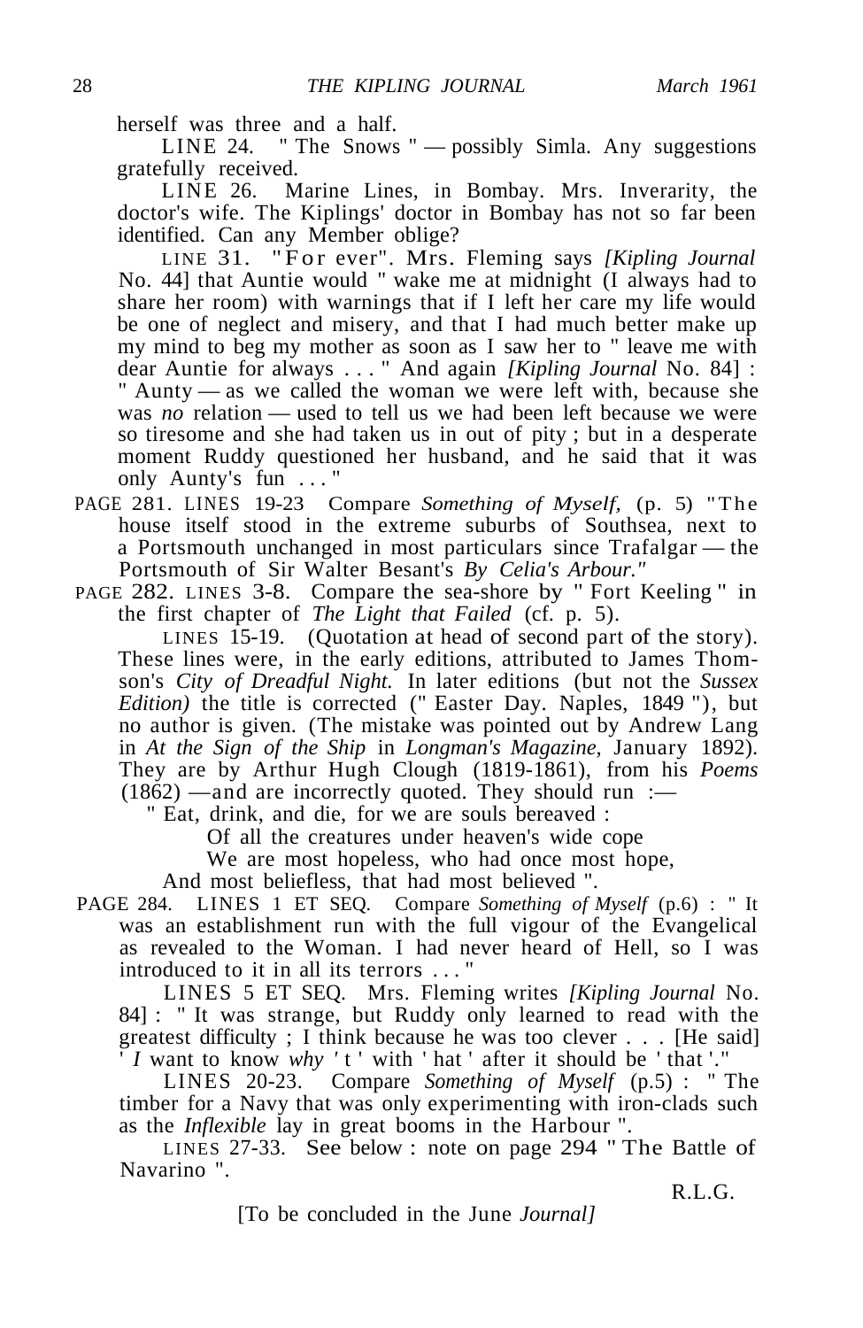herself was three and a half.

LINE 24. " The Snows " — possibly Simla. Any suggestions gratefully received.

LINE 26. Marine Lines, in Bombay. Mrs. Inverarity, the doctor's wife. The Kiplings' doctor in Bombay has not so far been identified. Can any Member oblige?

LINE 31. "For ever". Mrs. Fleming says *[Kipling Journal* No. 44] that Auntie would " wake me at midnight (I always had to share her room) with warnings that if I left her care my life would be one of neglect and misery, and that I had much better make up my mind to beg my mother as soon as I saw her to " leave me with dear Auntie for always . . . " And again *[Kipling Journal* No. 84] : " Aunty — as we called the woman we were left with, because she was *no* relation — used to tell us we had been left because we were so tiresome and she had taken us in out of pity ; but in a desperate moment Ruddy questioned her husband, and he said that it was only Aunty's fun . . . "

PAGE 281. LINES 19-23 Compare *Something of Myself,* (p. 5) "The house itself stood in the extreme suburbs of Southsea, next to a Portsmouth unchanged in most particulars since Trafalgar — the Portsmouth of Sir Walter Besant's *By Celia's Arbour."*

PAGE 282. LINES 3-8. Compare the sea-shore by " Fort Keeling " in the first chapter of *The Light that Failed* (cf. p. 5).

LINES 15-19. (Quotation at head of second part of the story). These lines were, in the early editions, attributed to James Thomson's *City of Dreadful Night.* In later editions (but not the *Sussex Edition)* the title is corrected (" Easter Day. Naples, 1849 "), but no author is given. (The mistake was pointed out by Andrew Lang in *At the Sign of the Ship* in *Longman's Magazine,* January 1892). They are by Arthur Hugh Clough (1819-1861), from his *Poems* (1862) —and are incorrectly quoted. They should run :—

" Eat, drink, and die, for we are souls bereaved :
Of all the creatures under heaven's wide cope
We are most hopeless, who had once most hope,
And most beliefless, that had most believed ".

PAGE 284. LINES 1 ET SEQ. Compare *Something of Myself* (p.6) : " It was an establishment run with the full vigour of the Evangelical as revealed to the Woman. I had never heard of Hell, so I was introduced to it in all its terrors . . . "

LINES 5 ET SEQ. Mrs. Fleming writes *[Kipling Journal* No. 84] : " It was strange, but Ruddy only learned to read with the greatest difficulty ; I think because he was too clever . . . [He said] ' *I* want to know *why* ' t ' with ' hat ' after it should be ' that '."

LINES 20-23. Compare *Something of Myself* (p.5) : " The timber for a Navy that was only experimenting with iron-clads such as the *Inflexible* lay in great booms in the Harbour ".

LINES 27-33. See below : note on page 294 " The Battle of Navarino ".

R.L.G.

[To be concluded in the June *Journal]*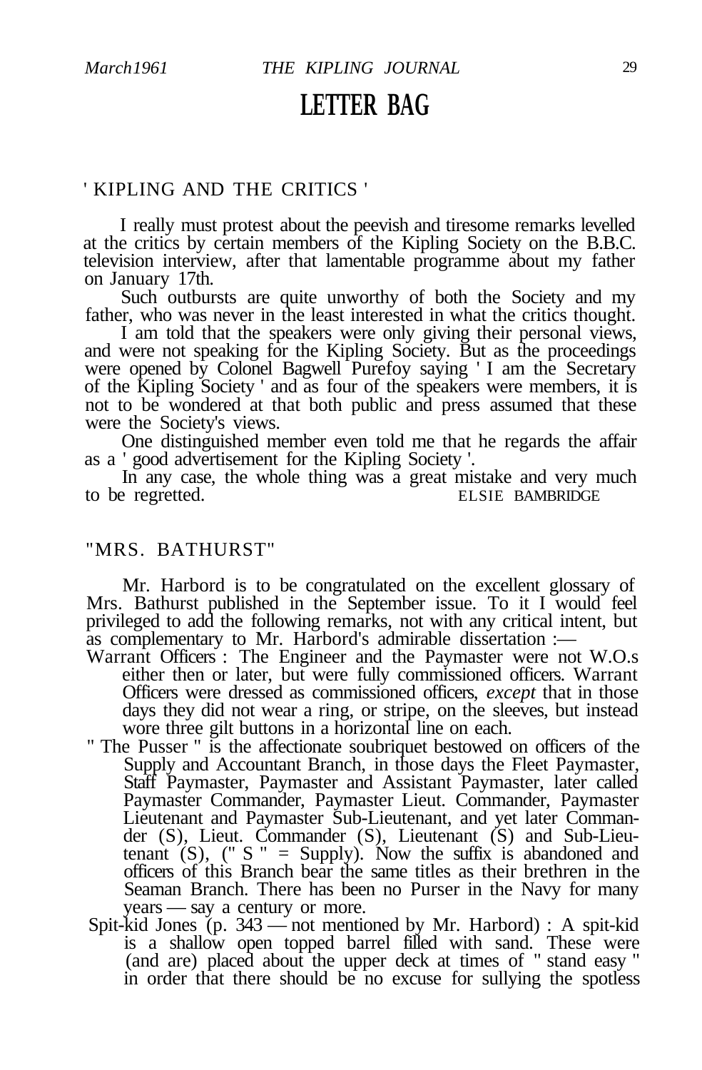# LETTER BAG

## ' KIPLING AND THE CRITICS '

I really must protest about the peevish and tiresome remarks levelled at the critics by certain members of the Kipling Society on the B.B.C. television interview, after that lamentable programme about my father on January 17th.

Such outbursts are quite unworthy of both the Society and my father, who was never in the least interested in what the critics thought.

I am told that the speakers were only giving their personal views, and were not speaking for the Kipling Society. But as the proceedings were opened by Colonel Bagwell Purefoy saying ' I am the Secretary of the Kipling Society ' and as four of the speakers were members, it is not to be wondered at that both public and press assumed that these were the Society's views.

One distinguished member even told me that he regards the affair as a ' good advertisement for the Kipling Society '.

In any case, the whole thing was a great mistake and very much to be regretted.

ELSIE BAMBRIDGE

## "MRS. BATHURST"

Mr. Harbord is to be congratulated on the excellent glossary of Mrs. Bathurst published in the September issue. To it I would feel privileged to add the following remarks, not with any critical intent, but as complementary to Mr. Harbord's admirable dissertation :—

Warrant Officers : The Engineer and the Paymaster were not W.O.s either then or later, but were fully commissioned officers. Warrant Officers were dressed as commissioned officers, *except* that in those days they did not wear a ring, or stripe, on the sleeves, but instead wore three gilt buttons in a horizontal line on each.

" The Pusser " is the affectionate soubriquet bestowed on officers of the Supply and Accountant Branch, in those days the Fleet Paymaster, Staff Paymaster, Paymaster and Assistant Paymaster, later called Paymaster Commander, Paymaster Lieut. Commander, Paymaster Lieutenant and Paymaster Sub-Lieutenant, and yet later Commander (S), Lieut. Commander (S), Lieutenant (S) and Sub-Lieutenant (S), (" S " = Supply). Now the suffix is abandoned and officers of this Branch bear the same titles as their brethren in the Seaman Branch. There has been no Purser in the Navy for many years — say a century or more.

Spit-kid Jones (p. 343 — not mentioned by Mr. Harbord) : A spit-kid is a shallow open topped barrel filled with sand. These were (and are) placed about the upper deck at times of " stand easy " in order that there should be no excuse for sullying the spotless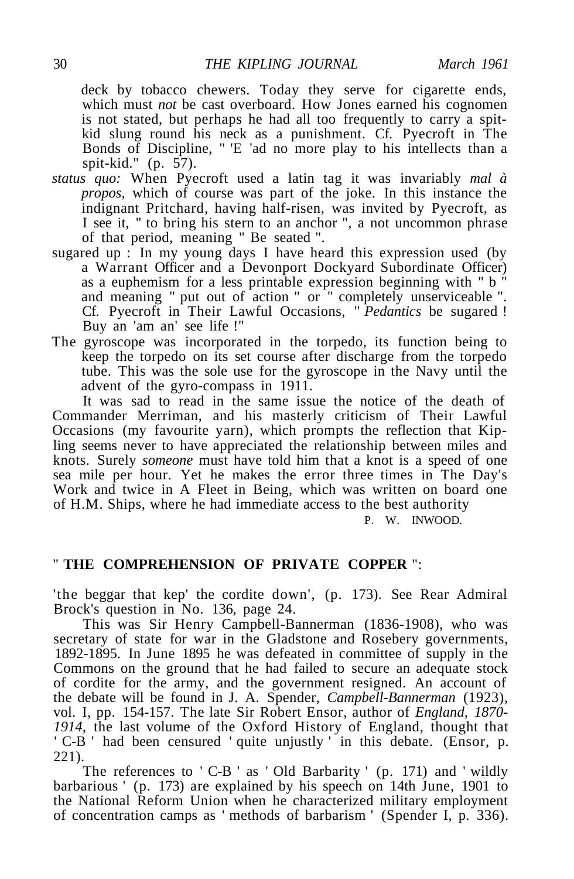deck by tobacco chewers. Today they serve for cigarette ends, which must *not* be cast overboard. How Jones earned his cognomen is not stated, but perhaps he had all too frequently to carry a spit-kid slung round his neck as a punishment. Cf. Pyecroft in The Bonds of Discipline, " 'E 'ad no more play to his intellects than a spit-kid." (p. 57).

*status quo:* When Pyecroft used a latin tag it was invariably *mal à propos,* which of course was part of the joke. In this instance the indignant Pritchard, having half-risen, was invited by Pyecroft, as I see it, " to bring his stern to an anchor ", a not uncommon phrase of that period, meaning " Be seated ".

sugared up : In my young days I have heard this expression used (by a Warrant Officer and a Devonport Dockyard Subordinate Officer) as a euphemism for a less printable expression beginning with " b " and meaning " put out of action " or " completely unserviceable ". Cf. Pyecroft in Their Lawful Occasions, " *Pedantics* be sugared ! Buy an 'am an' see life !"

The gyroscope was incorporated in the torpedo, its function being to keep the torpedo on its set course after discharge from the torpedo tube. This was the sole use for the gyroscope in the Navy until the advent of the gyro-compass in 1911.

It was sad to read in the same issue the notice of the death of Commander Merriman, and his masterly criticism of Their Lawful Occasions (my favourite yarn), which prompts the reflection that Kipling seems never to have appreciated the relationship between miles and knots. Surely *someone* must have told him that a knot is a speed of one sea mile per hour. Yet he makes the error three times in The Day's Work and twice in A Fleet in Being, which was written on board one of H.M. Ships, where he had immediate access to the best authority

P. W. INWOOD.

## " THE COMPREHENSION OF PRIVATE COPPER ":

'the beggar that kep' the cordite down', (p. 173). See Rear Admiral Brock's question in No. 136, page 24.

This was Sir Henry Campbell-Bannerman (1836-1908), who was secretary of state for war in the Gladstone and Rosebery governments, 1892-1895. In June 1895 he was defeated in committee of supply in the Commons on the ground that he had failed to secure an adequate stock of cordite for the army, and the government resigned. An account of the debate will be found in J. A. Spender, *Campbell-Bannerman* (1923), vol. I, pp. 154-157. The late Sir Robert Ensor, author of *England, 1870-1914,* the last volume of the Oxford History of England, thought that ' C-B ' had been censured ' quite unjustly ' in this debate. (Ensor, p. 221).

The references to ' C-B ' as ' Old Barbarity ' (p. 171) and ' wildly barbarious ' (p. 173) are explained by his speech on 14th June, 1901 to the National Reform Union when he characterized military employment of concentration camps as ' methods of barbarism ' (Spender I, p. 336).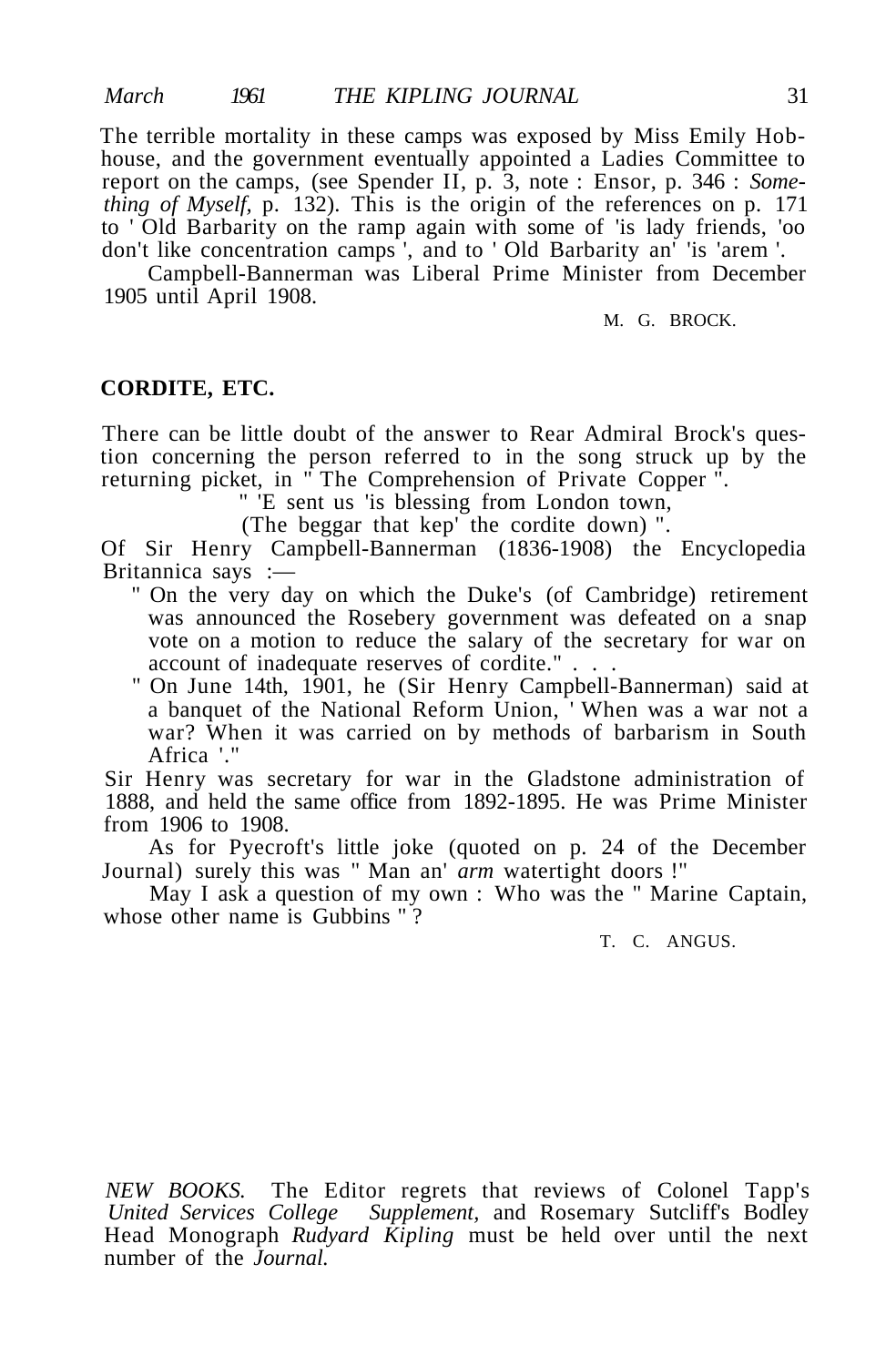The terrible mortality in these camps was exposed by Miss Emily Hobhouse, and the government eventually appointed a Ladies Committee to report on the camps, (see Spender II, p. 3, note : Ensor, p. 346 : *Something of Myself*, p. 132). This is the origin of the references on p. 171 to ' Old Barbarity on the ramp again with some of 'is lady friends, 'oo don't like concentration camps ', and to ' Old Barbarity an' 'is 'arem '.

Campbell-Bannerman was Liberal Prime Minister from December 1905 until April 1908.

M. G. BROCK.

**CORDITE, ETC.**

There can be little doubt of the answer to Rear Admiral Brock's question concerning the person referred to in the song struck up by the returning picket, in " The Comprehension of Private Copper ".

" 'E sent us 'is blessing from London town,
(The beggar that kep' the cordite down) ".

Of Sir Henry Campbell-Bannerman (1836-1908) the Encyclopedia Britannica says :—

" On the very day on which the Duke's (of Cambridge) retirement was announced the Rosebery government was defeated on a snap vote on a motion to reduce the salary of the secretary for war on account of inadequate reserves of cordite." . . .

" On June 14th, 1901, he (Sir Henry Campbell-Bannerman) said at a banquet of the National Reform Union, ' When was a war not a war? When it was carried on by methods of barbarism in South Africa '."

Sir Henry was secretary for war in the Gladstone administration of 1888, and held the same office from 1892-1895. He was Prime Minister from 1906 to 1908.

As for Pyecroft's little joke (quoted on p. 24 of the December Journal) surely this was " Man an' *arm* watertight doors !"

May I ask a question of my own : Who was the " Marine Captain, whose other name is Gubbins " ?

T. C. ANGUS.

*NEW BOOKS.* The Editor regrets that reviews of Colonel Tapp's *United Services College Supplement*, and Rosemary Sutcliff's Bodley Head Monograph *Rudyard Kipling* must be held over until the next number of the *Journal.*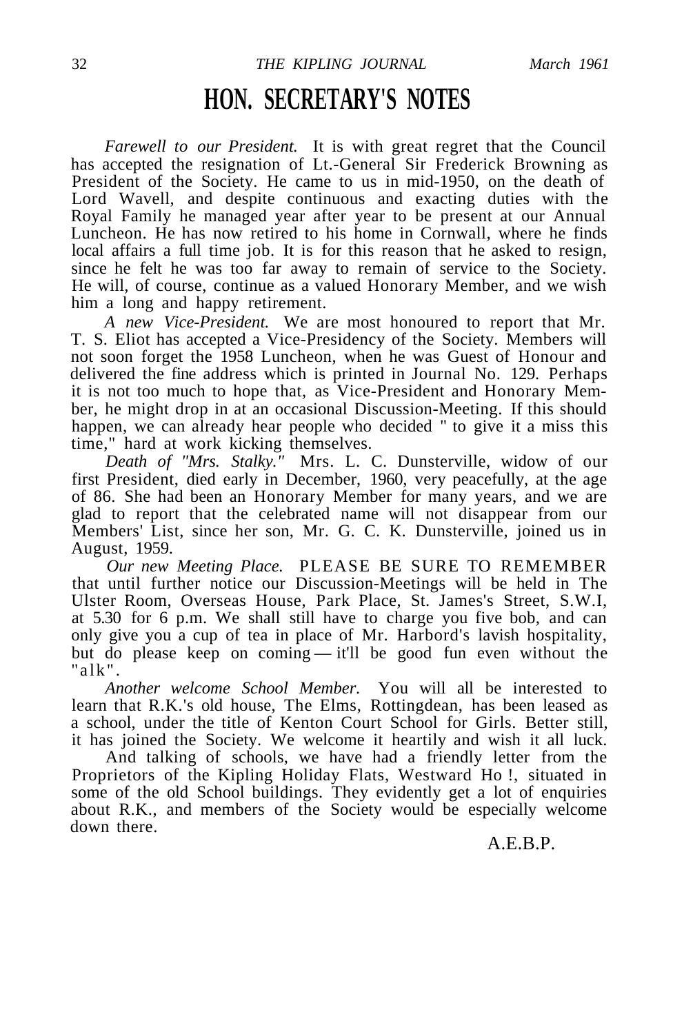# HON. SECRETARY'S NOTES

*Farewell to our President.* It is with great regret that the Council has accepted the resignation of Lt.-General Sir Frederick Browning as President of the Society. He came to us in mid-1950, on the death of Lord Wavell, and despite continuous and exacting duties with the Royal Family he managed year after year to be present at our Annual Luncheon. He has now retired to his home in Cornwall, where he finds local affairs a full time job. It is for this reason that he asked to resign, since he felt he was too far away to remain of service to the Society. He will, of course, continue as a valued Honorary Member, and we wish him a long and happy retirement.

*A new Vice-President.* We are most honoured to report that Mr. T. S. Eliot has accepted a Vice-Presidency of the Society. Members will not soon forget the 1958 Luncheon, when he was Guest of Honour and delivered the fine address which is printed in Journal No. 129. Perhaps it is not too much to hope that, as Vice-President and Honorary Member, he might drop in at an occasional Discussion-Meeting. If this should happen, we can already hear people who decided " to give it a miss this time," hard at work kicking themselves.

*Death of "Mrs. Stalky."* Mrs. L. C. Dunsterville, widow of our first President, died early in December, 1960, very peacefully, at the age of 86. She had been an Honorary Member for many years, and we are glad to report that the celebrated name will not disappear from our Members' List, since her son, Mr. G. C. K. Dunsterville, joined us in August, 1959.

*Our new Meeting Place.* PLEASE BE SURE TO REMEMBER that until further notice our Discussion-Meetings will be held in The Ulster Room, Overseas House, Park Place, St. James's Street, S.W.I, at 5.30 for 6 p.m. We shall still have to charge you five bob, and can only give you a cup of tea in place of Mr. Harbord's lavish hospitality, but do please keep on coming — it'll be good fun even without the "alk".

*Another welcome School Member.* You will all be interested to learn that R.K.'s old house, The Elms, Rottingdean, has been leased as a school, under the title of Kenton Court School for Girls. Better still, it has joined the Society. We welcome it heartily and wish it all luck.

And talking of schools, we have had a friendly letter from the Proprietors of the Kipling Holiday Flats, Westward Ho !, situated in some of the old School buildings. They evidently get a lot of enquiries about R.K., and members of the Society would be especially welcome down there.

A.E.B.P.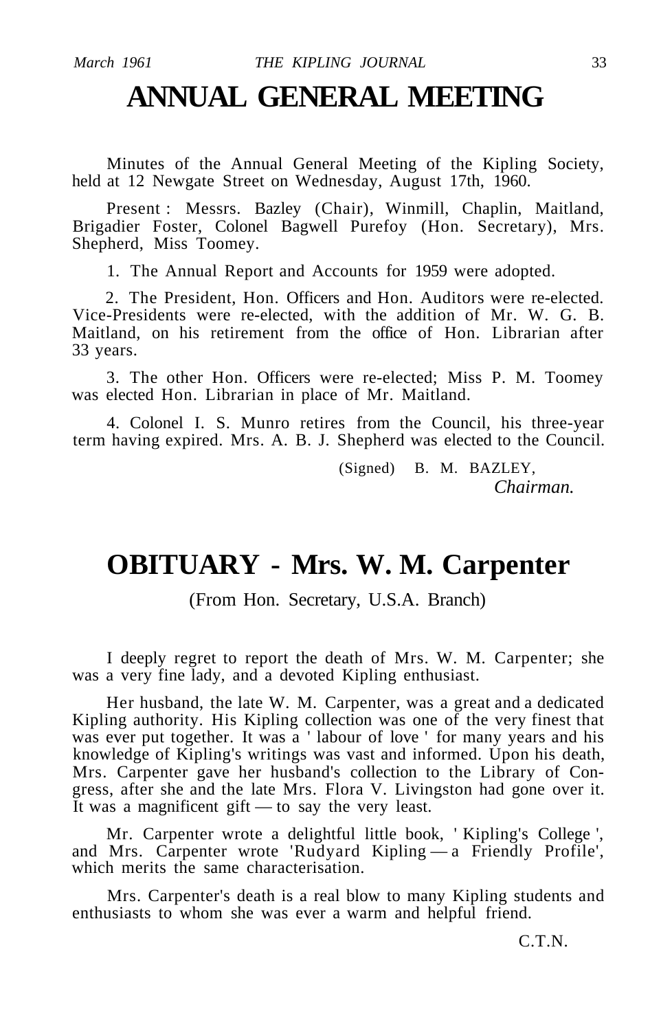# ANNUAL GENERAL MEETING

Minutes of the Annual General Meeting of the Kipling Society, held at 12 Newgate Street on Wednesday, August 17th, 1960.

Present : Messrs. Bazley (Chair), Winmill, Chaplin, Maitland, Brigadier Foster, Colonel Bagwell Purefoy (Hon. Secretary), Mrs. Shepherd, Miss Toomey.

1. The Annual Report and Accounts for 1959 were adopted.

2. The President, Hon. Officers and Hon. Auditors were re-elected. Vice-Presidents were re-elected, with the addition of Mr. W. G. B. Maitland, on his retirement from the office of Hon. Librarian after 33 years.

3. The other Hon. Officers were re-elected; Miss P. M. Toomey was elected Hon. Librarian in place of Mr. Maitland.

4. Colonel I. S. Munro retires from the Council, his three-year term having expired. Mrs. A. B. J. Shepherd was elected to the Council.

(Signed) B. M. BAZLEY,
*Chairman.*

# OBITUARY - Mrs. W. M. Carpenter

(From Hon. Secretary, U.S.A. Branch)

I deeply regret to report the death of Mrs. W. M. Carpenter; she was a very fine lady, and a devoted Kipling enthusiast.

Her husband, the late W. M. Carpenter, was a great and a dedicated Kipling authority. His Kipling collection was one of the very finest that was ever put together. It was a ' labour of love ' for many years and his knowledge of Kipling's writings was vast and informed. Upon his death, Mrs. Carpenter gave her husband's collection to the Library of Congress, after she and the late Mrs. Flora V. Livingston had gone over it. It was a magnificent gift — to say the very least.

Mr. Carpenter wrote a delightful little book, ' Kipling's College ', and Mrs. Carpenter wrote 'Rudyard Kipling — a Friendly Profile', which merits the same characterisation.

Mrs. Carpenter's death is a real blow to many Kipling students and enthusiasts to whom she was ever a warm and helpful friend.

C.T.N.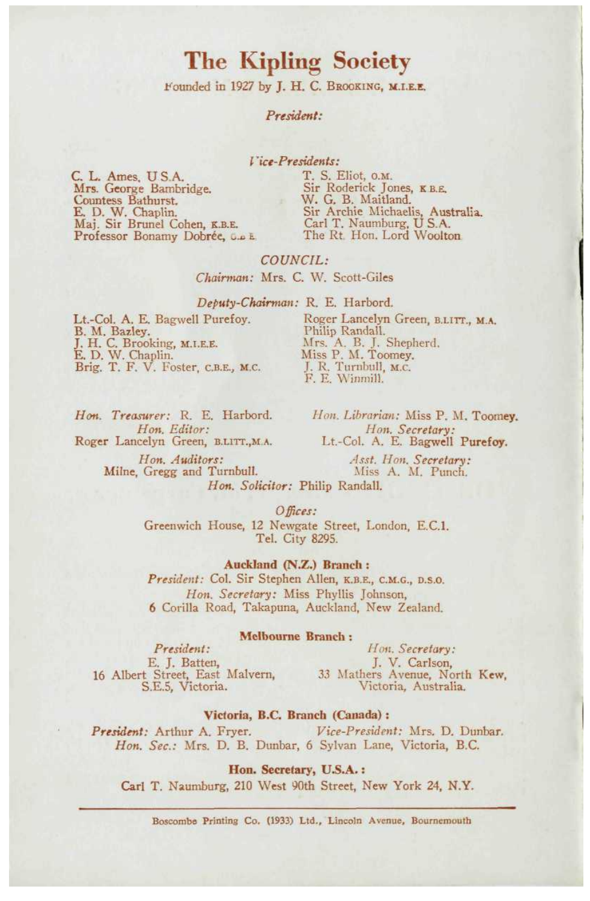# The Kipling Society

Founded in 1927 by J. H. C. BROOKING, M.I.E.E.

*President:*

*Vice-Presidents:*

C. L. Ames, U.S.A.
Mrs. George Bambridge.
Countess Bathurst.
E. D. W. Chaplin.
Maj. Sir Brunel Cohen, K.B.E.
Professor Bonamy Dobrée, O.B.E.
T. S. Eliot, O.M.
Sir Roderick Jones, K.B.E.
W. G. B. Maitland.
Sir Archie Michaelis, Australia.
Carl T. Naumburg, U.S.A.
The Rt. Hon. Lord Woolton.

## COUNCIL:

*Chairman:* Mrs. C. W. Scott-Giles

*Deputy-Chairman:* R. E. Harbord.

Lt.-Col. A. E. Bagwell Purefoy.
B. M. Bazley.
J. H. C. Brooking, M.I.E.E.
E. D. W. Chaplin.
Brig. T. F. V. Foster, C.B.E., M.C.
Roger Lancelyn Green, B.LITT., M.A.
Philip Randall.
Mrs. A. B. J. Shepherd.
Miss P. M. Toomey.
J. R. Turnbull, M.C.
F. E. Winmill.

*Hon. Treasurer:* R. E. Harbord.

*Hon. Editor:* Roger Lancelyn Green, B.LITT., M.A.

*Hon. Auditors:* Milne, Gregg and Turnbull.

*Hon. Librarian:* Miss P. M. Toomey.

*Hon. Secretary:* Lt.-Col. A. E. Bagwell Purefoy.

*Asst. Hon. Secretary:* Miss A. M. Punch.

*Hon. Solicitor:* Philip Randall.

*Offices:*
Greenwich House, 12 Newgate Street, London, E.C.1.
Tel. City 8295.

**Auckland (N.Z.) Branch :**
*President:* Col. Sir Stephen Allen, K.B.E., C.M.G., D.S.O.
*Hon. Secretary:* Miss Phyllis Johnson,
6 Corilla Road, Takapuna, Auckland, New Zealand.

**Melbourne Branch :**
*President:*
E. J. Batten,
16 Albert Street, East Malvern,
S.E.5, Victoria.

*Hon. Secretary:*
J. V. Carlson,
33 Mathers Avenue, North Kew,
Victoria, Australia.

**Victoria, B.C. Branch (Canada) :**
*President:* Arthur A. Fryer. *Vice-President:* Mrs. D. Dunbar.
*Hon. Sec.:* Mrs. D. B. Dunbar, 6 Sylvan Lane, Victoria, B.C.

**Hon. Secretary, U.S.A. :**
Carl T. Naumburg, 210 West 90th Street, New York 24, N.Y.

---

Boscombe Printing Co. (1933) Ltd., Lincoln Avenue, Bournemouth